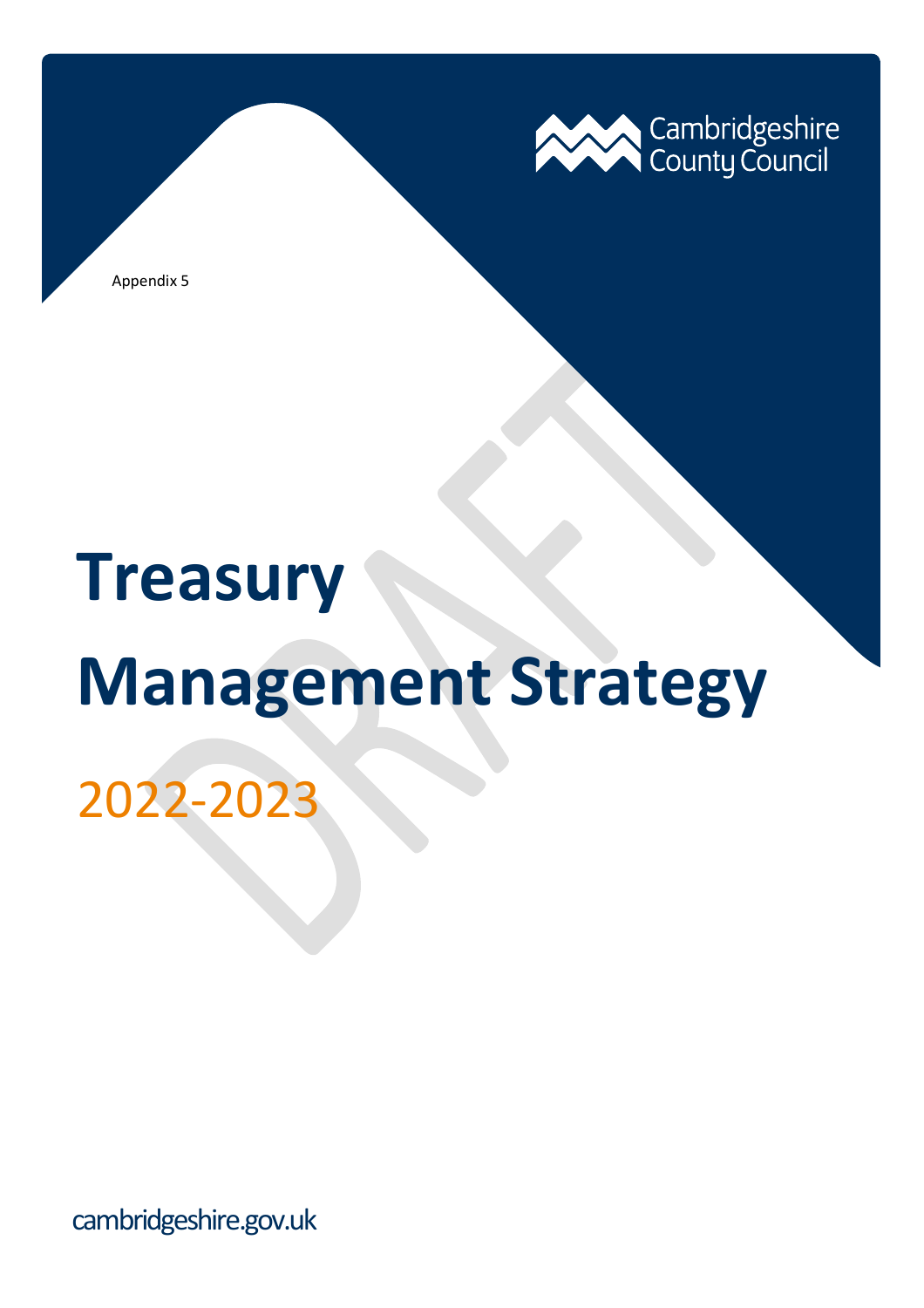Cambridgeshire County Council

Appendix 5

# Treasury Management Strategy

## 2022-2023

DRAFT

cambridgeshire.gov.uk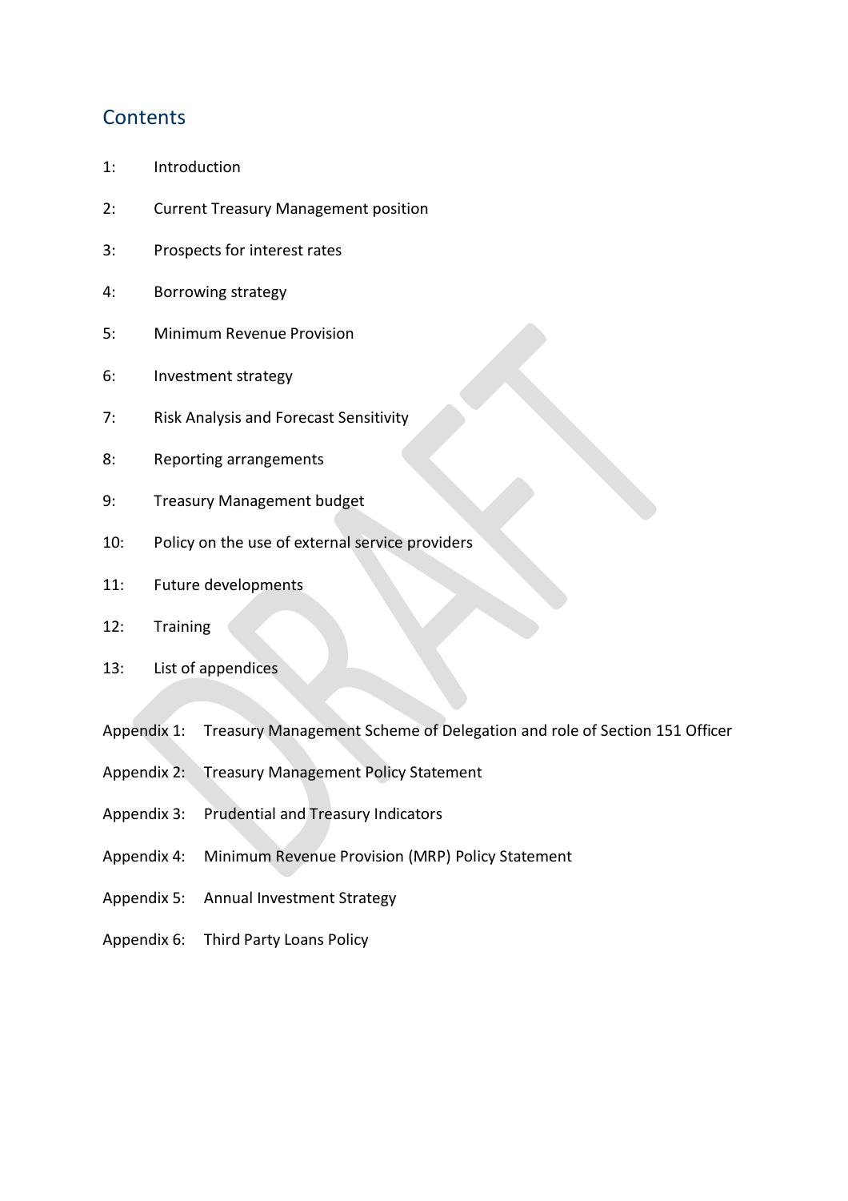## Contents

1: Introduction

2: Current Treasury Management position

3: Prospects for interest rates

4: Borrowing strategy

5: Minimum Revenue Provision

6: Investment strategy

7: Risk Analysis and Forecast Sensitivity

8: Reporting arrangements

9: Treasury Management budget

10: Policy on the use of external service providers

11: Future developments

12: Training

13: List of appendices

Appendix 1: Treasury Management Scheme of Delegation and role of Section 151 Officer

Appendix 2: Treasury Management Policy Statement

Appendix 3: Prudential and Treasury Indicators

Appendix 4: Minimum Revenue Provision (MRP) Policy Statement

Appendix 5: Annual Investment Strategy

Appendix 6: Third Party Loans Policy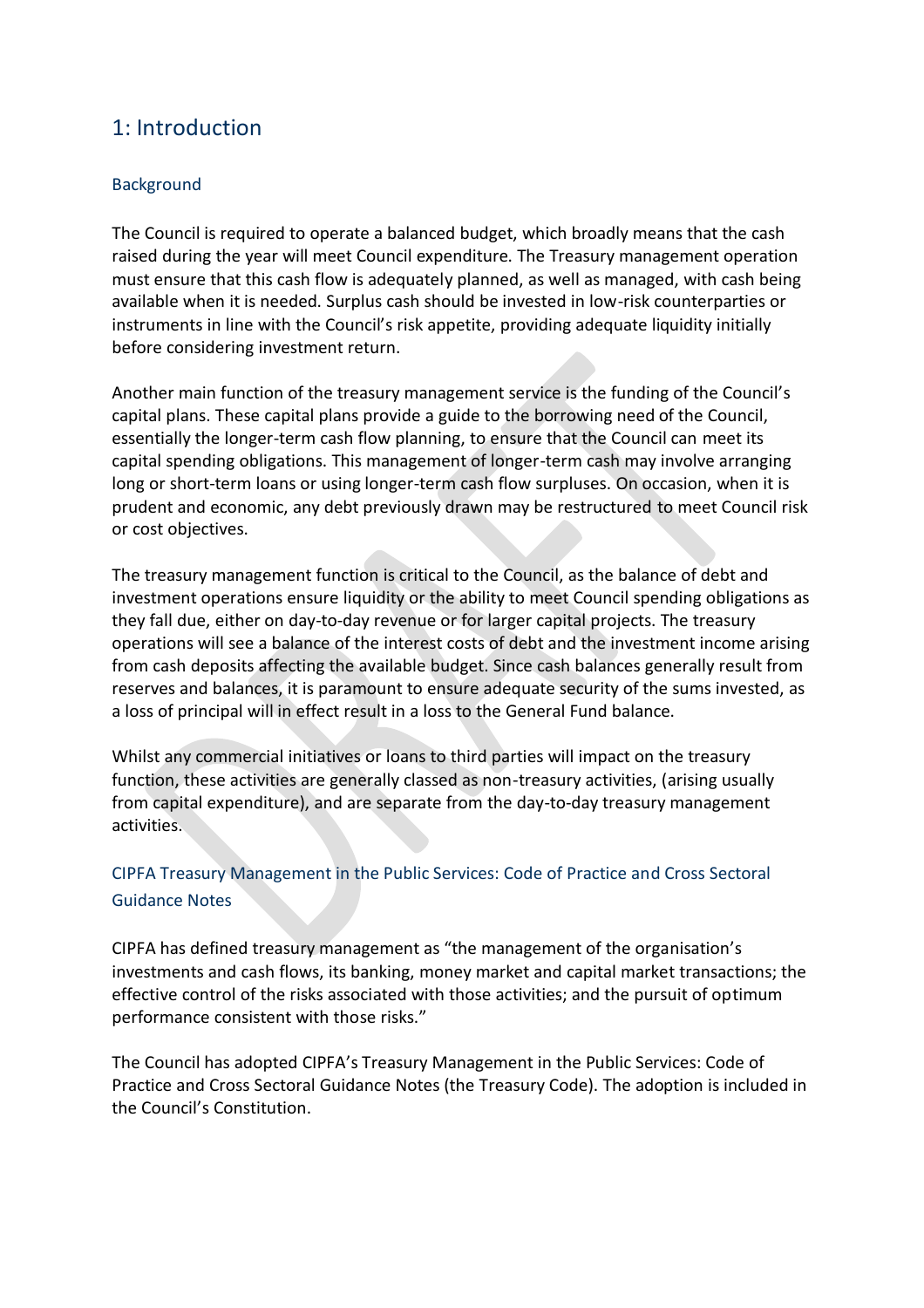## 1: Introduction

### Background

The Council is required to operate a balanced budget, which broadly means that the cash raised during the year will meet Council expenditure. The Treasury management operation must ensure that this cash flow is adequately planned, as well as managed, with cash being available when it is needed. Surplus cash should be invested in low-risk counterparties or instruments in line with the Council's risk appetite, providing adequate liquidity initially before considering investment return.

Another main function of the treasury management service is the funding of the Council's capital plans. These capital plans provide a guide to the borrowing need of the Council, essentially the longer-term cash flow planning, to ensure that the Council can meet its capital spending obligations. This management of longer-term cash may involve arranging long or short-term loans or using longer-term cash flow surpluses. On occasion, when it is prudent and economic, any debt previously drawn may be restructured to meet Council risk or cost objectives.

The treasury management function is critical to the Council, as the balance of debt and investment operations ensure liquidity or the ability to meet Council spending obligations as they fall due, either on day-to-day revenue or for larger capital projects. The treasury operations will see a balance of the interest costs of debt and the investment income arising from cash deposits affecting the available budget. Since cash balances generally result from reserves and balances, it is paramount to ensure adequate security of the sums invested, as a loss of principal will in effect result in a loss to the General Fund balance.

Whilst any commercial initiatives or loans to third parties will impact on the treasury function, these activities are generally classed as non-treasury activities, (arising usually from capital expenditure), and are separate from the day-to-day treasury management activities.

### CIPFA Treasury Management in the Public Services: Code of Practice and Cross Sectoral Guidance Notes

CIPFA has defined treasury management as "the management of the organisation's investments and cash flows, its banking, money market and capital market transactions; the effective control of the risks associated with those activities; and the pursuit of optimum performance consistent with those risks."

The Council has adopted CIPFA's Treasury Management in the Public Services: Code of Practice and Cross Sectoral Guidance Notes (the Treasury Code). The adoption is included in the Council's Constitution.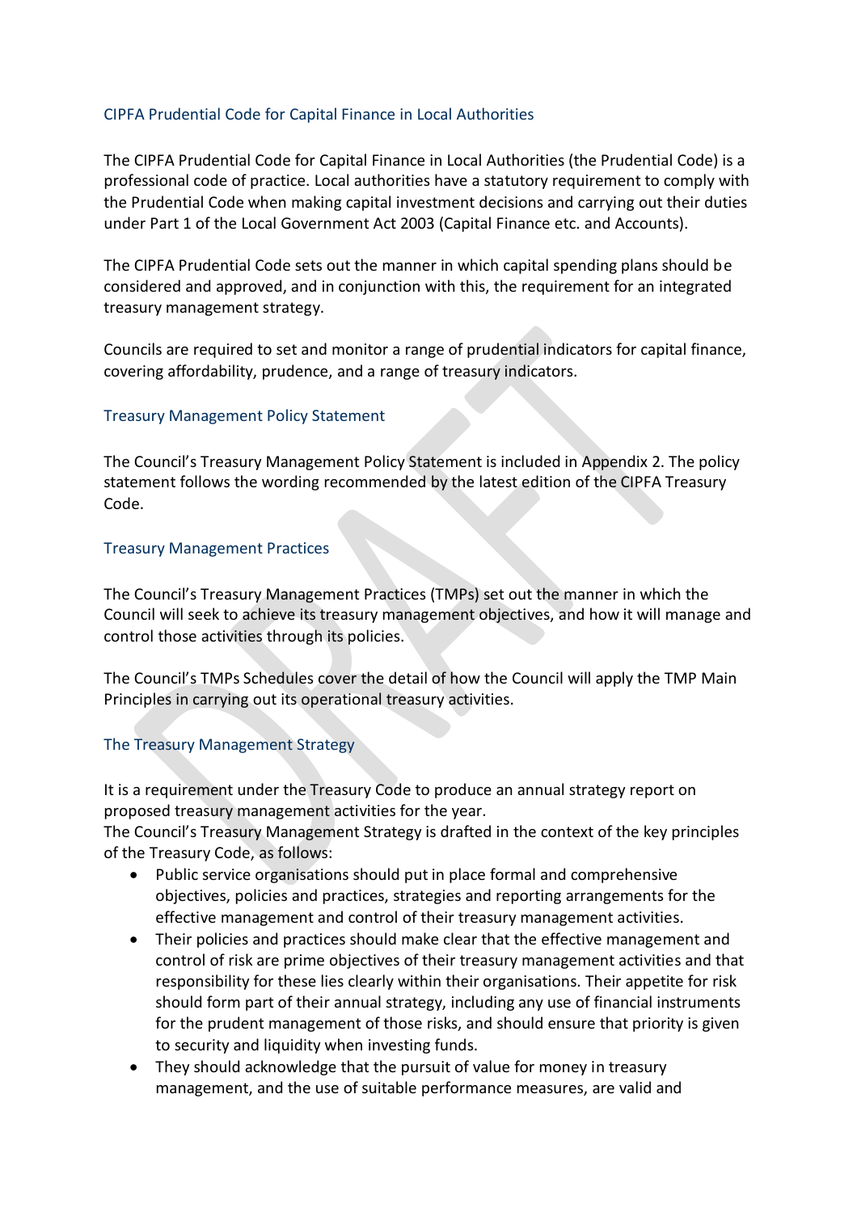## CIPFA Prudential Code for Capital Finance in Local Authorities

The CIPFA Prudential Code for Capital Finance in Local Authorities (the Prudential Code) is a professional code of practice. Local authorities have a statutory requirement to comply with the Prudential Code when making capital investment decisions and carrying out their duties under Part 1 of the Local Government Act 2003 (Capital Finance etc. and Accounts).

The CIPFA Prudential Code sets out the manner in which capital spending plans should be considered and approved, and in conjunction with this, the requirement for an integrated treasury management strategy.

Councils are required to set and monitor a range of prudential indicators for capital finance, covering affordability, prudence, and a range of treasury indicators.

## Treasury Management Policy Statement

The Council's Treasury Management Policy Statement is included in Appendix 2. The policy statement follows the wording recommended by the latest edition of the CIPFA Treasury Code.

## Treasury Management Practices

The Council's Treasury Management Practices (TMPs) set out the manner in which the Council will seek to achieve its treasury management objectives, and how it will manage and control those activities through its policies.

The Council's TMPs Schedules cover the detail of how the Council will apply the TMP Main Principles in carrying out its operational treasury activities.

## The Treasury Management Strategy

It is a requirement under the Treasury Code to produce an annual strategy report on proposed treasury management activities for the year.
The Council's Treasury Management Strategy is drafted in the context of the key principles of the Treasury Code, as follows:

- Public service organisations should put in place formal and comprehensive objectives, policies and practices, strategies and reporting arrangements for the effective management and control of their treasury management activities.
- Their policies and practices should make clear that the effective management and control of risk are prime objectives of their treasury management activities and that responsibility for these lies clearly within their organisations. Their appetite for risk should form part of their annual strategy, including any use of financial instruments for the prudent management of those risks, and should ensure that priority is given to security and liquidity when investing funds.
- They should acknowledge that the pursuit of value for money in treasury management, and the use of suitable performance measures, are valid and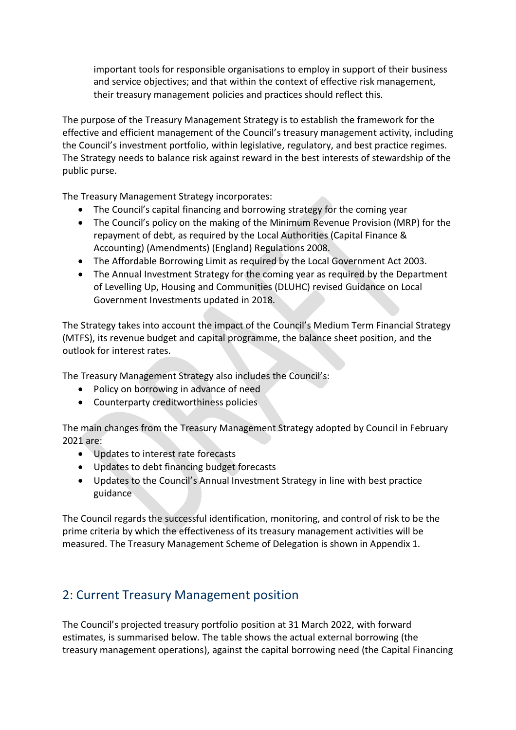important tools for responsible organisations to employ in support of their business and service objectives; and that within the context of effective risk management, their treasury management policies and practices should reflect this.

The purpose of the Treasury Management Strategy is to establish the framework for the effective and efficient management of the Council's treasury management activity, including the Council's investment portfolio, within legislative, regulatory, and best practice regimes. The Strategy needs to balance risk against reward in the best interests of stewardship of the public purse.

The Treasury Management Strategy incorporates:

- The Council's capital financing and borrowing strategy for the coming year
- The Council's policy on the making of the Minimum Revenue Provision (MRP) for the repayment of debt, as required by the Local Authorities (Capital Finance & Accounting) (Amendments) (England) Regulations 2008.
- The Affordable Borrowing Limit as required by the Local Government Act 2003.
- The Annual Investment Strategy for the coming year as required by the Department of Levelling Up, Housing and Communities (DLUHC) revised Guidance on Local Government Investments updated in 2018.

The Strategy takes into account the impact of the Council's Medium Term Financial Strategy (MTFS), its revenue budget and capital programme, the balance sheet position, and the outlook for interest rates.

The Treasury Management Strategy also includes the Council's:

- Policy on borrowing in advance of need
- Counterparty creditworthiness policies

The main changes from the Treasury Management Strategy adopted by Council in February 2021 are:

- Updates to interest rate forecasts
- Updates to debt financing budget forecasts
- Updates to the Council's Annual Investment Strategy in line with best practice guidance

The Council regards the successful identification, monitoring, and control of risk to be the prime criteria by which the effectiveness of its treasury management activities will be measured. The Treasury Management Scheme of Delegation is shown in Appendix 1.

## 2: Current Treasury Management position

The Council's projected treasury portfolio position at 31 March 2022, with forward estimates, is summarised below. The table shows the actual external borrowing (the treasury management operations), against the capital borrowing need (the Capital Financing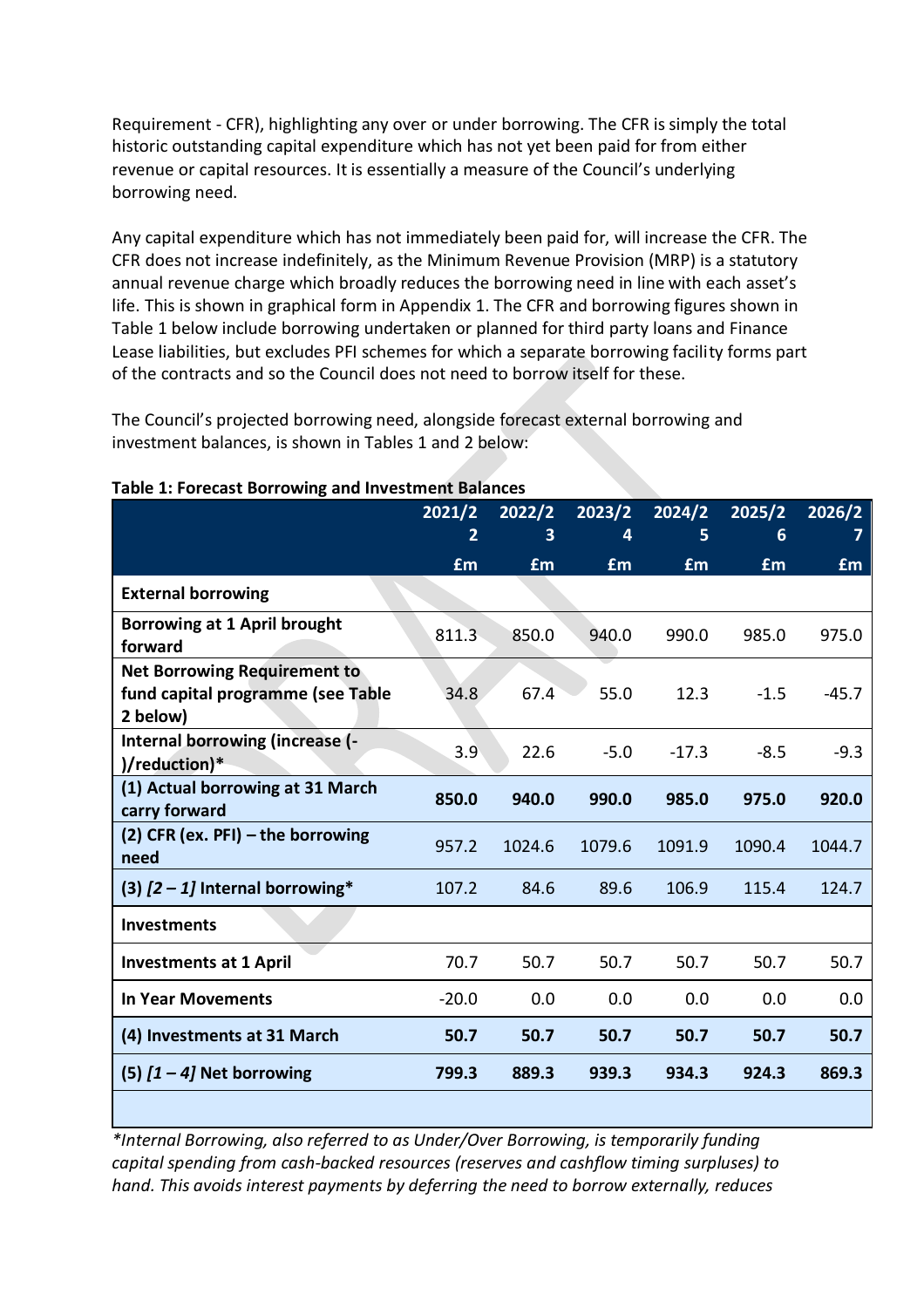Requirement - CFR), highlighting any over or under borrowing. The CFR is simply the total historic outstanding capital expenditure which has not yet been paid for from either revenue or capital resources. It is essentially a measure of the Council's underlying borrowing need.

Any capital expenditure which has not immediately been paid for, will increase the CFR. The CFR does not increase indefinitely, as the Minimum Revenue Provision (MRP) is a statutory annual revenue charge which broadly reduces the borrowing need in line with each asset's life. This is shown in graphical form in Appendix 1. The CFR and borrowing figures shown in Table 1 below include borrowing undertaken or planned for third party loans and Finance Lease liabilities, but excludes PFI schemes for which a separate borrowing facility forms part of the contracts and so the Council does not need to borrow itself for these.

The Council's projected borrowing need, alongside forecast external borrowing and investment balances, is shown in Tables 1 and 2 below:

**Table 1: Forecast Borrowing and Investment Balances**

| | 2021/22 | 2022/23 | 2023/24 | 2024/25 | 2025/26 | 2026/27 |
|---|---|---|---|---|---|---|
| | £m | £m | £m | £m | £m | £m |
| **External borrowing** | | | | | | |
| **Borrowing at 1 April brought forward** | 811.3 | 850.0 | 940.0 | 990.0 | 985.0 | 975.0 |
| **Net Borrowing Requirement to fund capital programme (see Table 2 below)** | 34.8 | 67.4 | 55.0 | 12.3 | -1.5 | -45.7 |
| **Internal borrowing (increase (-)/reduction)*** | 3.9 | 22.6 | -5.0 | -17.3 | -8.5 | -9.3 |
| **(1) Actual borrowing at 31 March carry forward** | **850.0** | **940.0** | **990.0** | **985.0** | **975.0** | **920.0** |
| **(2) CFR (ex. PFI) – the borrowing need** | 957.2 | 1024.6 | 1079.6 | 1091.9 | 1090.4 | 1044.7 |
| **(3) *[2 – 1]* Internal borrowing*** | 107.2 | 84.6 | 89.6 | 106.9 | 115.4 | 124.7 |
| **Investments** | | | | | | |
| **Investments at 1 April** | 70.7 | 50.7 | 50.7 | 50.7 | 50.7 | 50.7 |
| **In Year Movements** | -20.0 | 0.0 | 0.0 | 0.0 | 0.0 | 0.0 |
| **(4) Investments at 31 March** | **50.7** | **50.7** | **50.7** | **50.7** | **50.7** | **50.7** |
| **(5) *[1 – 4]* Net borrowing** | **799.3** | **889.3** | **939.3** | **934.3** | **924.3** | **869.3** |

*\*Internal Borrowing, also referred to as Under/Over Borrowing, is temporarily funding capital spending from cash-backed resources (reserves and cashflow timing surpluses) to hand. This avoids interest payments by deferring the need to borrow externally, reduces*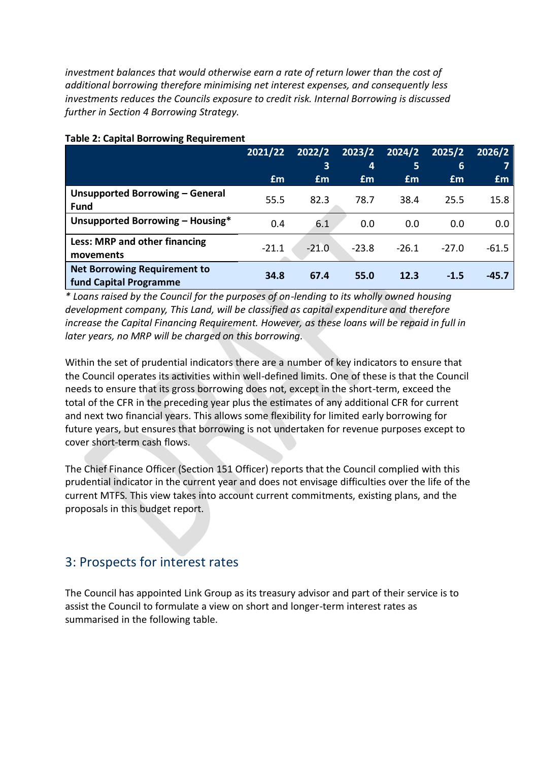*investment balances that would otherwise earn a rate of return lower than the cost of additional borrowing therefore minimising net interest expenses, and consequently less investments reduces the Councils exposure to credit risk. Internal Borrowing is discussed further in Section 4 Borrowing Strategy.*

**Table 2: Capital Borrowing Requirement**

| | 2021/22 £m | 2022/23 £m | 2023/24 £m | 2024/25 £m | 2025/26 £m | 2026/27 £m |
|---|---|---|---|---|---|---|
| **Unsupported Borrowing – General Fund** | 55.5 | 82.3 | 78.7 | 38.4 | 25.5 | 15.8 |
| **Unsupported Borrowing – Housing*** | 0.4 | 6.1 | 0.0 | 0.0 | 0.0 | 0.0 |
| **Less: MRP and other financing movements** | -21.1 | -21.0 | -23.8 | -26.1 | -27.0 | -61.5 |
| **Net Borrowing Requirement to fund Capital Programme** | **34.8** | **67.4** | **55.0** | **12.3** | **-1.5** | **-45.7** |

*\* Loans raised by the Council for the purposes of on-lending to its wholly owned housing development company, This Land, will be classified as capital expenditure and therefore increase the Capital Financing Requirement. However, as these loans will be repaid in full in later years, no MRP will be charged on this borrowing.*

Within the set of prudential indicators there are a number of key indicators to ensure that the Council operates its activities within well-defined limits. One of these is that the Council needs to ensure that its gross borrowing does not, except in the short-term, exceed the total of the CFR in the preceding year plus the estimates of any additional CFR for current and next two financial years. This allows some flexibility for limited early borrowing for future years, but ensures that borrowing is not undertaken for revenue purposes except to cover short-term cash flows.

The Chief Finance Officer (Section 151 Officer) reports that the Council complied with this prudential indicator in the current year and does not envisage difficulties over the life of the current MTFS. This view takes into account current commitments, existing plans, and the proposals in this budget report.

## 3: Prospects for interest rates

The Council has appointed Link Group as its treasury advisor and part of their service is to assist the Council to formulate a view on short and longer-term interest rates as summarised in the following table.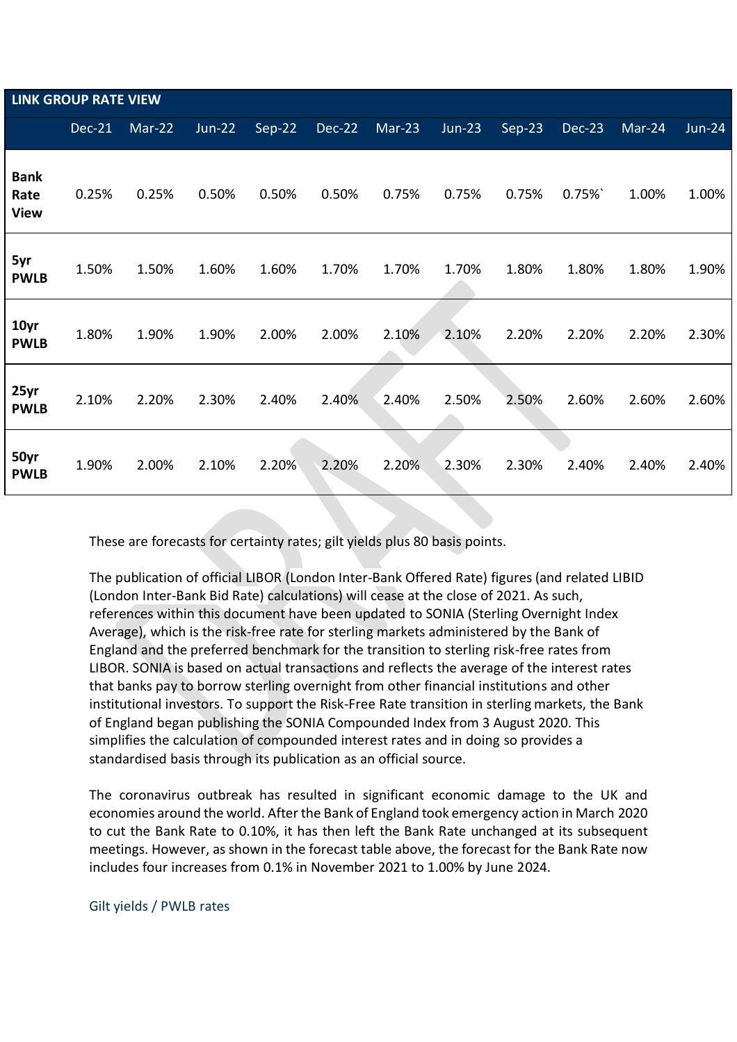| LINK GROUP RATE VIEW | | | | | | | | | | | |
|---|---|---|---|---|---|---|---|---|---|---|---|
| | Dec-21 | Mar-22 | Jun-22 | Sep-22 | Dec-22 | Mar-23 | Jun-23 | Sep-23 | Dec-23 | Mar-24 | Jun-24 |
| **Bank Rate View** | 0.25% | 0.25% | 0.50% | 0.50% | 0.50% | 0.75% | 0.75% | 0.75% | 0.75%` | 1.00% | 1.00% |
| **5yr PWLB** | 1.50% | 1.50% | 1.60% | 1.60% | 1.70% | 1.70% | 1.70% | 1.80% | 1.80% | 1.80% | 1.90% |
| **10yr PWLB** | 1.80% | 1.90% | 1.90% | 2.00% | 2.00% | 2.10% | 2.10% | 2.20% | 2.20% | 2.20% | 2.30% |
| **25yr PWLB** | 2.10% | 2.20% | 2.30% | 2.40% | 2.40% | 2.40% | 2.50% | 2.50% | 2.60% | 2.60% | 2.60% |
| **50yr PWLB** | 1.90% | 2.00% | 2.10% | 2.20% | 2.20% | 2.20% | 2.30% | 2.30% | 2.40% | 2.40% | 2.40% |

These are forecasts for certainty rates; gilt yields plus 80 basis points.

The publication of official LIBOR (London Inter-Bank Offered Rate) figures (and related LIBID (London Inter-Bank Bid Rate) calculations) will cease at the close of 2021. As such, references within this document have been updated to SONIA (Sterling Overnight Index Average), which is the risk-free rate for sterling markets administered by the Bank of England and the preferred benchmark for the transition to sterling risk-free rates from LIBOR. SONIA is based on actual transactions and reflects the average of the interest rates that banks pay to borrow sterling overnight from other financial institutions and other institutional investors. To support the Risk-Free Rate transition in sterling markets, the Bank of England began publishing the SONIA Compounded Index from 3 August 2020. This simplifies the calculation of compounded interest rates and in doing so provides a standardised basis through its publication as an official source.

The coronavirus outbreak has resulted in significant economic damage to the UK and economies around the world. After the Bank of England took emergency action in March 2020 to cut the Bank Rate to 0.10%, it has then left the Bank Rate unchanged at its subsequent meetings. However, as shown in the forecast table above, the forecast for the Bank Rate now includes four increases from 0.1% in November 2021 to 1.00% by June 2024.

### Gilt yields / PWLB rates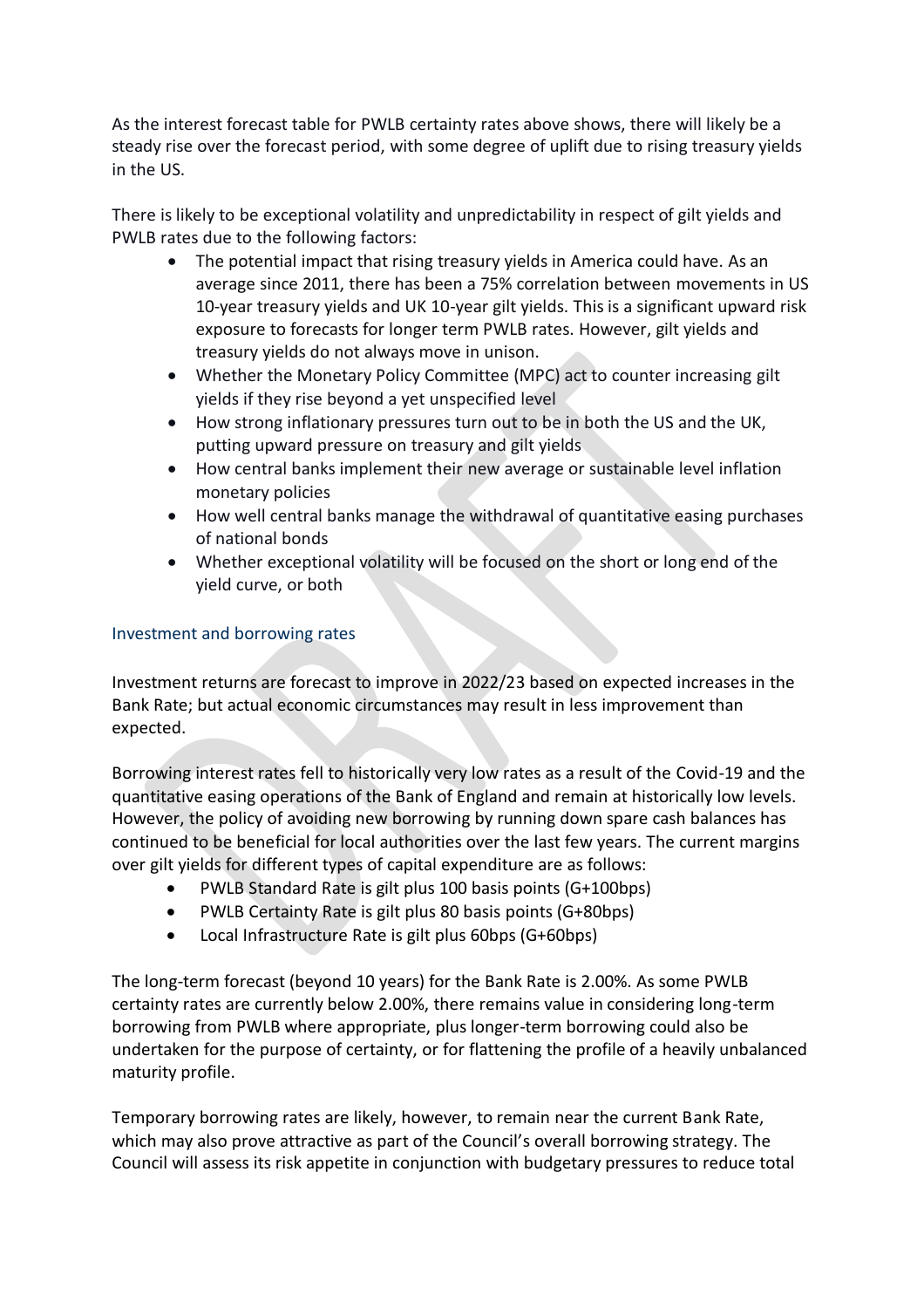As the interest forecast table for PWLB certainty rates above shows, there will likely be a steady rise over the forecast period, with some degree of uplift due to rising treasury yields in the US.

There is likely to be exceptional volatility and unpredictability in respect of gilt yields and PWLB rates due to the following factors:

- The potential impact that rising treasury yields in America could have. As an average since 2011, there has been a 75% correlation between movements in US 10-year treasury yields and UK 10-year gilt yields. This is a significant upward risk exposure to forecasts for longer term PWLB rates. However, gilt yields and treasury yields do not always move in unison.
- Whether the Monetary Policy Committee (MPC) act to counter increasing gilt yields if they rise beyond a yet unspecified level
- How strong inflationary pressures turn out to be in both the US and the UK, putting upward pressure on treasury and gilt yields
- How central banks implement their new average or sustainable level inflation monetary policies
- How well central banks manage the withdrawal of quantitative easing purchases of national bonds
- Whether exceptional volatility will be focused on the short or long end of the yield curve, or both

### Investment and borrowing rates

Investment returns are forecast to improve in 2022/23 based on expected increases in the Bank Rate; but actual economic circumstances may result in less improvement than expected.

Borrowing interest rates fell to historically very low rates as a result of the Covid-19 and the quantitative easing operations of the Bank of England and remain at historically low levels. However, the policy of avoiding new borrowing by running down spare cash balances has continued to be beneficial for local authorities over the last few years. The current margins over gilt yields for different types of capital expenditure are as follows:

- PWLB Standard Rate is gilt plus 100 basis points (G+100bps)
- PWLB Certainty Rate is gilt plus 80 basis points (G+80bps)
- Local Infrastructure Rate is gilt plus 60bps (G+60bps)

The long-term forecast (beyond 10 years) for the Bank Rate is 2.00%. As some PWLB certainty rates are currently below 2.00%, there remains value in considering long-term borrowing from PWLB where appropriate, plus longer-term borrowing could also be undertaken for the purpose of certainty, or for flattening the profile of a heavily unbalanced maturity profile.

Temporary borrowing rates are likely, however, to remain near the current Bank Rate, which may also prove attractive as part of the Council's overall borrowing strategy. The Council will assess its risk appetite in conjunction with budgetary pressures to reduce total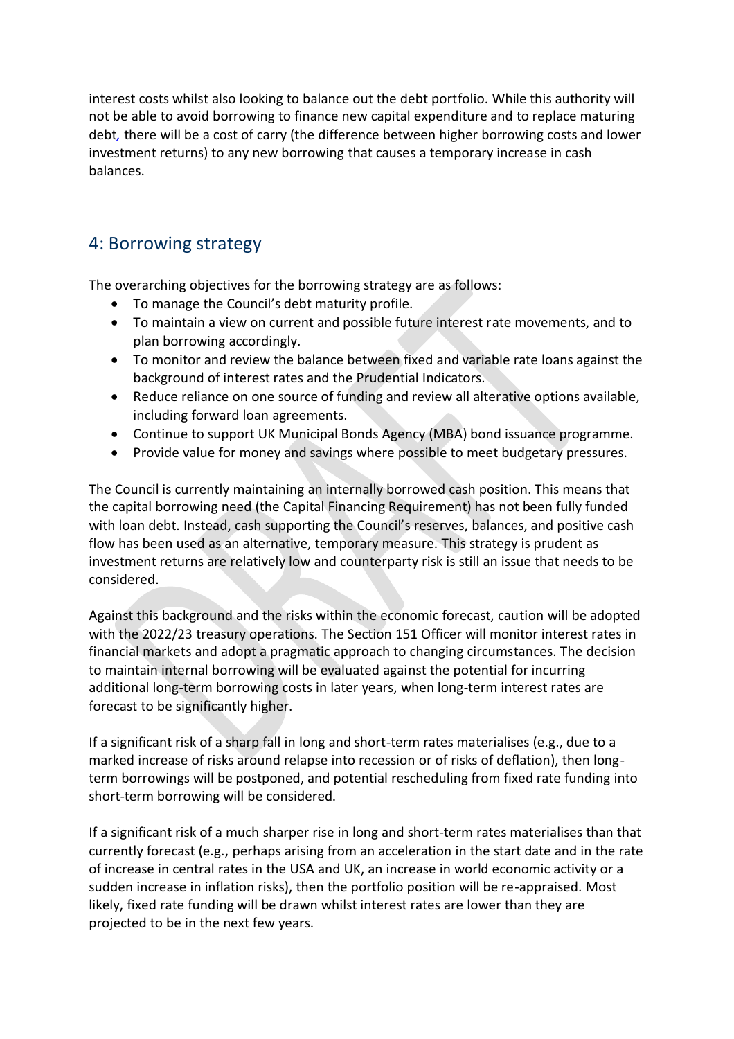interest costs whilst also looking to balance out the debt portfolio. While this authority will not be able to avoid borrowing to finance new capital expenditure and to replace maturing debt, there will be a cost of carry (the difference between higher borrowing costs and lower investment returns) to any new borrowing that causes a temporary increase in cash balances.

## 4: Borrowing strategy

The overarching objectives for the borrowing strategy are as follows:

- To manage the Council's debt maturity profile.
- To maintain a view on current and possible future interest rate movements, and to plan borrowing accordingly.
- To monitor and review the balance between fixed and variable rate loans against the background of interest rates and the Prudential Indicators.
- Reduce reliance on one source of funding and review all alterative options available, including forward loan agreements.
- Continue to support UK Municipal Bonds Agency (MBA) bond issuance programme.
- Provide value for money and savings where possible to meet budgetary pressures.

The Council is currently maintaining an internally borrowed cash position. This means that the capital borrowing need (the Capital Financing Requirement) has not been fully funded with loan debt. Instead, cash supporting the Council's reserves, balances, and positive cash flow has been used as an alternative, temporary measure. This strategy is prudent as investment returns are relatively low and counterparty risk is still an issue that needs to be considered.

Against this background and the risks within the economic forecast, caution will be adopted with the 2022/23 treasury operations. The Section 151 Officer will monitor interest rates in financial markets and adopt a pragmatic approach to changing circumstances. The decision to maintain internal borrowing will be evaluated against the potential for incurring additional long-term borrowing costs in later years, when long-term interest rates are forecast to be significantly higher.

If a significant risk of a sharp fall in long and short-term rates materialises (e.g., due to a marked increase of risks around relapse into recession or of risks of deflation), then long-term borrowings will be postponed, and potential rescheduling from fixed rate funding into short-term borrowing will be considered.

If a significant risk of a much sharper rise in long and short-term rates materialises than that currently forecast (e.g., perhaps arising from an acceleration in the start date and in the rate of increase in central rates in the USA and UK, an increase in world economic activity or a sudden increase in inflation risks), then the portfolio position will be re-appraised. Most likely, fixed rate funding will be drawn whilst interest rates are lower than they are projected to be in the next few years.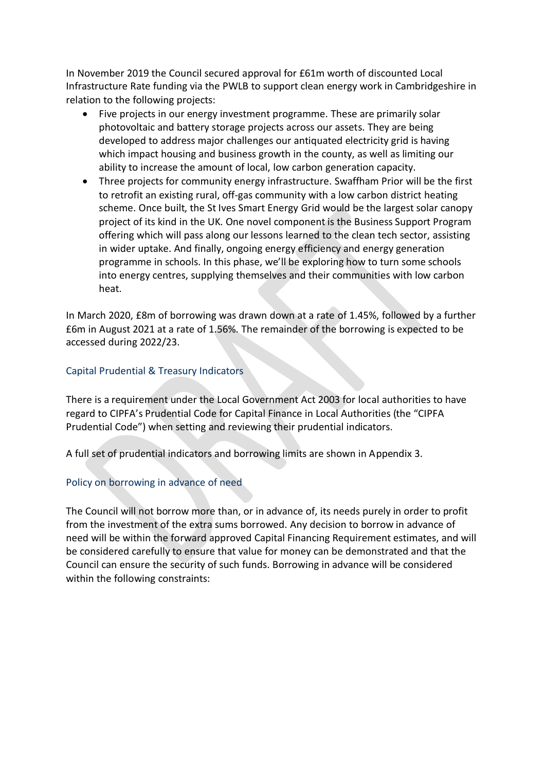In November 2019 the Council secured approval for £61m worth of discounted Local Infrastructure Rate funding via the PWLB to support clean energy work in Cambridgeshire in relation to the following projects:

- Five projects in our energy investment programme. These are primarily solar photovoltaic and battery storage projects across our assets. They are being developed to address major challenges our antiquated electricity grid is having which impact housing and business growth in the county, as well as limiting our ability to increase the amount of local, low carbon generation capacity.
- Three projects for community energy infrastructure. Swaffham Prior will be the first to retrofit an existing rural, off-gas community with a low carbon district heating scheme. Once built, the St Ives Smart Energy Grid would be the largest solar canopy project of its kind in the UK. One novel component is the Business Support Program offering which will pass along our lessons learned to the clean tech sector, assisting in wider uptake. And finally, ongoing energy efficiency and energy generation programme in schools. In this phase, we'll be exploring how to turn some schools into energy centres, supplying themselves and their communities with low carbon heat.

In March 2020, £8m of borrowing was drawn down at a rate of 1.45%, followed by a further £6m in August 2021 at a rate of 1.56%. The remainder of the borrowing is expected to be accessed during 2022/23.

## Capital Prudential & Treasury Indicators

There is a requirement under the Local Government Act 2003 for local authorities to have regard to CIPFA's Prudential Code for Capital Finance in Local Authorities (the "CIPFA Prudential Code") when setting and reviewing their prudential indicators.

A full set of prudential indicators and borrowing limits are shown in Appendix 3.

## Policy on borrowing in advance of need

The Council will not borrow more than, or in advance of, its needs purely in order to profit from the investment of the extra sums borrowed. Any decision to borrow in advance of need will be within the forward approved Capital Financing Requirement estimates, and will be considered carefully to ensure that value for money can be demonstrated and that the Council can ensure the security of such funds. Borrowing in advance will be considered within the following constraints: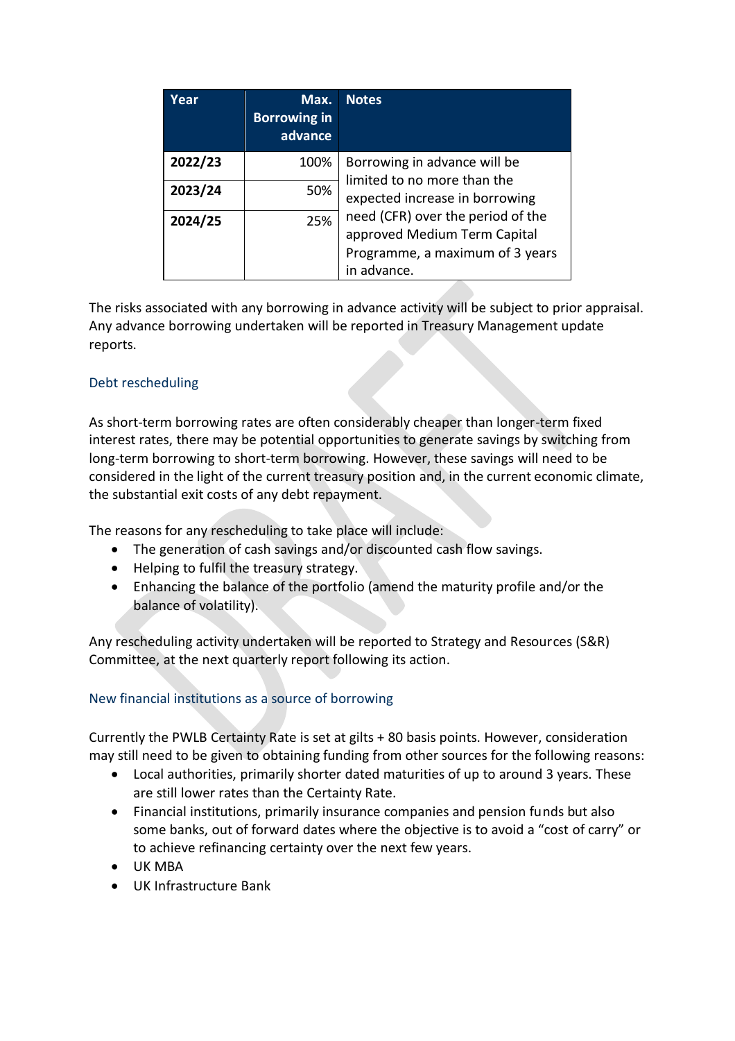| Year | Max. Borrowing in advance | Notes |
|---|---|---|
| **2022/23** | 100% | Borrowing in advance will be limited to no more than the expected increase in borrowing need (CFR) over the period of the approved Medium Term Capital Programme, a maximum of 3 years in advance. |
| **2023/24** | 50% | |
| **2024/25** | 25% | |

The risks associated with any borrowing in advance activity will be subject to prior appraisal. Any advance borrowing undertaken will be reported in Treasury Management update reports.

### Debt rescheduling

As short-term borrowing rates are often considerably cheaper than longer-term fixed interest rates, there may be potential opportunities to generate savings by switching from long-term borrowing to short-term borrowing. However, these savings will need to be considered in the light of the current treasury position and, in the current economic climate, the substantial exit costs of any debt repayment.

The reasons for any rescheduling to take place will include:

- The generation of cash savings and/or discounted cash flow savings.
- Helping to fulfil the treasury strategy.
- Enhancing the balance of the portfolio (amend the maturity profile and/or the balance of volatility).

Any rescheduling activity undertaken will be reported to Strategy and Resources (S&R) Committee, at the next quarterly report following its action.

### New financial institutions as a source of borrowing

Currently the PWLB Certainty Rate is set at gilts + 80 basis points. However, consideration may still need to be given to obtaining funding from other sources for the following reasons:

- Local authorities, primarily shorter dated maturities of up to around 3 years. These are still lower rates than the Certainty Rate.
- Financial institutions, primarily insurance companies and pension funds but also some banks, out of forward dates where the objective is to avoid a "cost of carry" or to achieve refinancing certainty over the next few years.
- UK MBA
- UK Infrastructure Bank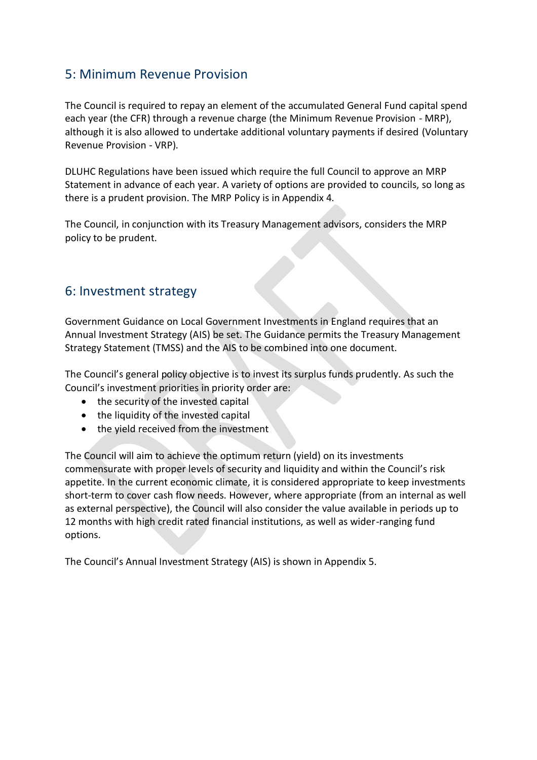## 5: Minimum Revenue Provision

The Council is required to repay an element of the accumulated General Fund capital spend each year (the CFR) through a revenue charge (the Minimum Revenue Provision - MRP), although it is also allowed to undertake additional voluntary payments if desired (Voluntary Revenue Provision - VRP).

DLUHC Regulations have been issued which require the full Council to approve an MRP Statement in advance of each year. A variety of options are provided to councils, so long as there is a prudent provision. The MRP Policy is in Appendix 4.

The Council, in conjunction with its Treasury Management advisors, considers the MRP policy to be prudent.

## 6: Investment strategy

Government Guidance on Local Government Investments in England requires that an Annual Investment Strategy (AIS) be set. The Guidance permits the Treasury Management Strategy Statement (TMSS) and the AIS to be combined into one document.

The Council's general policy objective is to invest its surplus funds prudently. As such the Council's investment priorities in priority order are:

- the security of the invested capital
- the liquidity of the invested capital
- the yield received from the investment

The Council will aim to achieve the optimum return (yield) on its investments commensurate with proper levels of security and liquidity and within the Council's risk appetite. In the current economic climate, it is considered appropriate to keep investments short-term to cover cash flow needs. However, where appropriate (from an internal as well as external perspective), the Council will also consider the value available in periods up to 12 months with high credit rated financial institutions, as well as wider-ranging fund options.

The Council's Annual Investment Strategy (AIS) is shown in Appendix 5.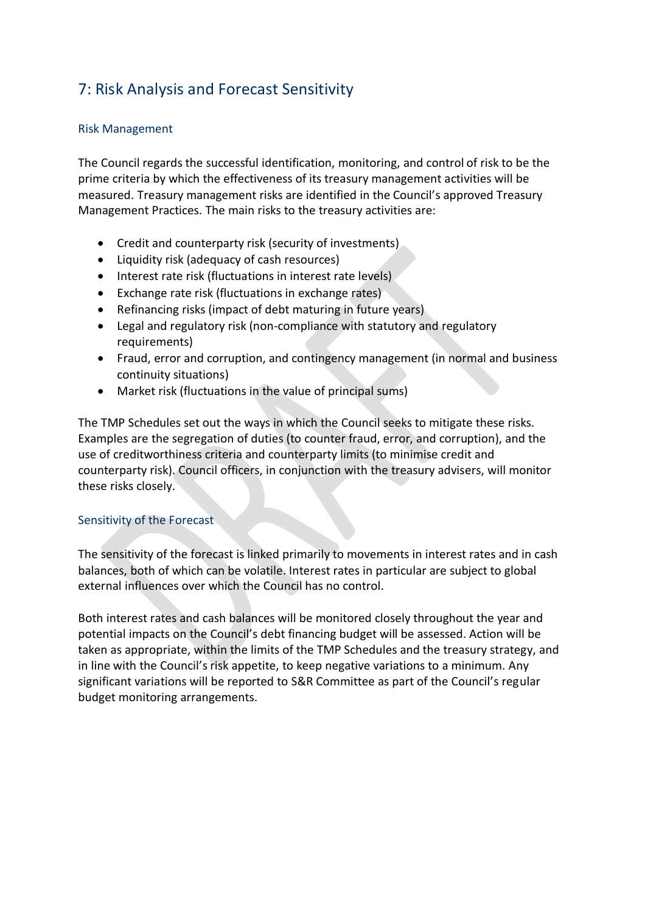## 7: Risk Analysis and Forecast Sensitivity

### Risk Management

The Council regards the successful identification, monitoring, and control of risk to be the prime criteria by which the effectiveness of its treasury management activities will be measured. Treasury management risks are identified in the Council's approved Treasury Management Practices. The main risks to the treasury activities are:

- Credit and counterparty risk (security of investments)
- Liquidity risk (adequacy of cash resources)
- Interest rate risk (fluctuations in interest rate levels)
- Exchange rate risk (fluctuations in exchange rates)
- Refinancing risks (impact of debt maturing in future years)
- Legal and regulatory risk (non-compliance with statutory and regulatory requirements)
- Fraud, error and corruption, and contingency management (in normal and business continuity situations)
- Market risk (fluctuations in the value of principal sums)

The TMP Schedules set out the ways in which the Council seeks to mitigate these risks. Examples are the segregation of duties (to counter fraud, error, and corruption), and the use of creditworthiness criteria and counterparty limits (to minimise credit and counterparty risk). Council officers, in conjunction with the treasury advisers, will monitor these risks closely.

### Sensitivity of the Forecast

The sensitivity of the forecast is linked primarily to movements in interest rates and in cash balances, both of which can be volatile. Interest rates in particular are subject to global external influences over which the Council has no control.

Both interest rates and cash balances will be monitored closely throughout the year and potential impacts on the Council's debt financing budget will be assessed. Action will be taken as appropriate, within the limits of the TMP Schedules and the treasury strategy, and in line with the Council's risk appetite, to keep negative variations to a minimum. Any significant variations will be reported to S&R Committee as part of the Council's regular budget monitoring arrangements.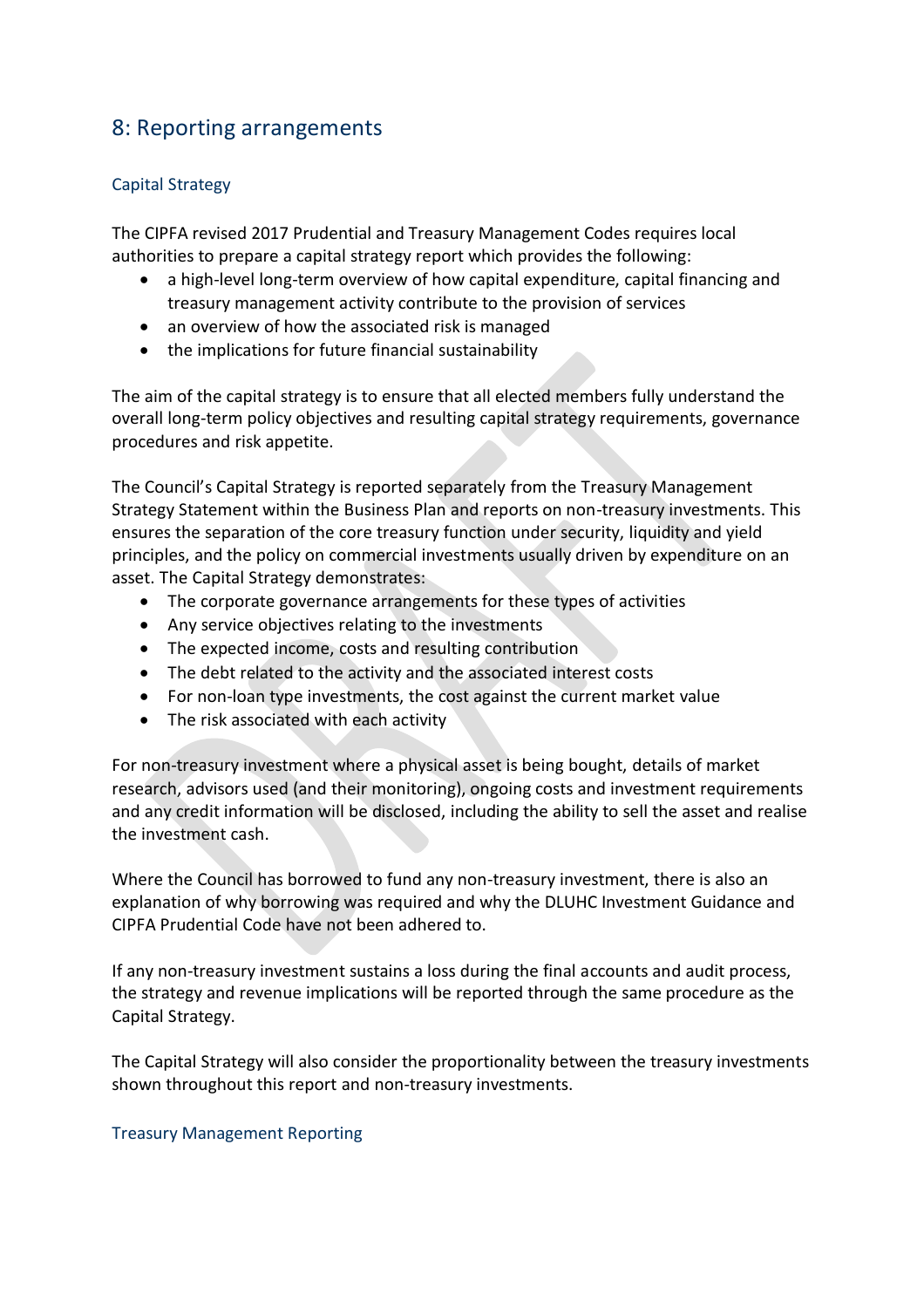## 8: Reporting arrangements

### Capital Strategy

The CIPFA revised 2017 Prudential and Treasury Management Codes requires local authorities to prepare a capital strategy report which provides the following:

- a high-level long-term overview of how capital expenditure, capital financing and treasury management activity contribute to the provision of services
- an overview of how the associated risk is managed
- the implications for future financial sustainability

The aim of the capital strategy is to ensure that all elected members fully understand the overall long-term policy objectives and resulting capital strategy requirements, governance procedures and risk appetite.

The Council's Capital Strategy is reported separately from the Treasury Management Strategy Statement within the Business Plan and reports on non-treasury investments. This ensures the separation of the core treasury function under security, liquidity and yield principles, and the policy on commercial investments usually driven by expenditure on an asset. The Capital Strategy demonstrates:

- The corporate governance arrangements for these types of activities
- Any service objectives relating to the investments
- The expected income, costs and resulting contribution
- The debt related to the activity and the associated interest costs
- For non-loan type investments, the cost against the current market value
- The risk associated with each activity

For non-treasury investment where a physical asset is being bought, details of market research, advisors used (and their monitoring), ongoing costs and investment requirements and any credit information will be disclosed, including the ability to sell the asset and realise the investment cash.

Where the Council has borrowed to fund any non-treasury investment, there is also an explanation of why borrowing was required and why the DLUHC Investment Guidance and CIPFA Prudential Code have not been adhered to.

If any non-treasury investment sustains a loss during the final accounts and audit process, the strategy and revenue implications will be reported through the same procedure as the Capital Strategy.

The Capital Strategy will also consider the proportionality between the treasury investments shown throughout this report and non-treasury investments.

### Treasury Management Reporting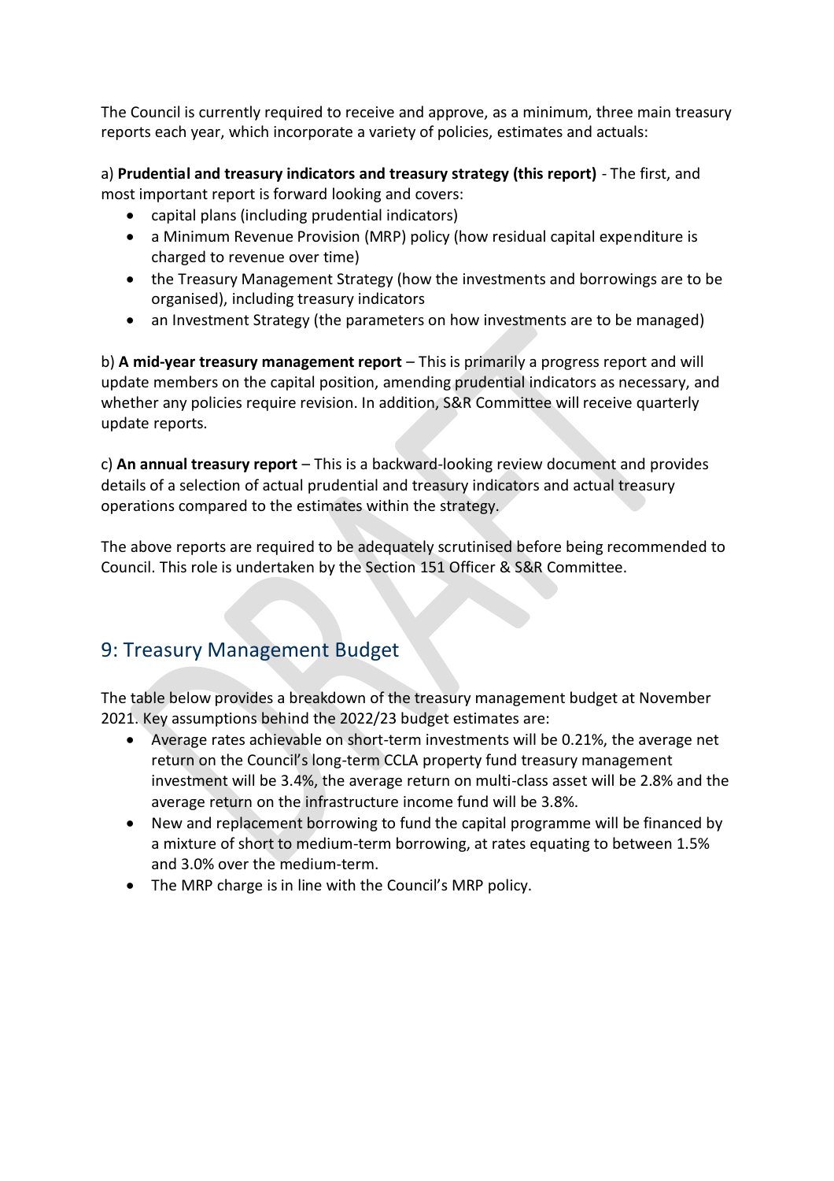The Council is currently required to receive and approve, as a minimum, three main treasury reports each year, which incorporate a variety of policies, estimates and actuals:

a) **Prudential and treasury indicators and treasury strategy (this report)** - The first, and most important report is forward looking and covers:

- capital plans (including prudential indicators)
- a Minimum Revenue Provision (MRP) policy (how residual capital expenditure is charged to revenue over time)
- the Treasury Management Strategy (how the investments and borrowings are to be organised), including treasury indicators
- an Investment Strategy (the parameters on how investments are to be managed)

b) **A mid-year treasury management report** – This is primarily a progress report and will update members on the capital position, amending prudential indicators as necessary, and whether any policies require revision. In addition, S&R Committee will receive quarterly update reports.

c) **An annual treasury report** – This is a backward-looking review document and provides details of a selection of actual prudential and treasury indicators and actual treasury operations compared to the estimates within the strategy.

The above reports are required to be adequately scrutinised before being recommended to Council. This role is undertaken by the Section 151 Officer & S&R Committee.

## 9: Treasury Management Budget

The table below provides a breakdown of the treasury management budget at November 2021. Key assumptions behind the 2022/23 budget estimates are:

- Average rates achievable on short-term investments will be 0.21%, the average net return on the Council's long-term CCLA property fund treasury management investment will be 3.4%, the average return on multi-class asset will be 2.8% and the average return on the infrastructure income fund will be 3.8%.
- New and replacement borrowing to fund the capital programme will be financed by a mixture of short to medium-term borrowing, at rates equating to between 1.5% and 3.0% over the medium-term.
- The MRP charge is in line with the Council's MRP policy.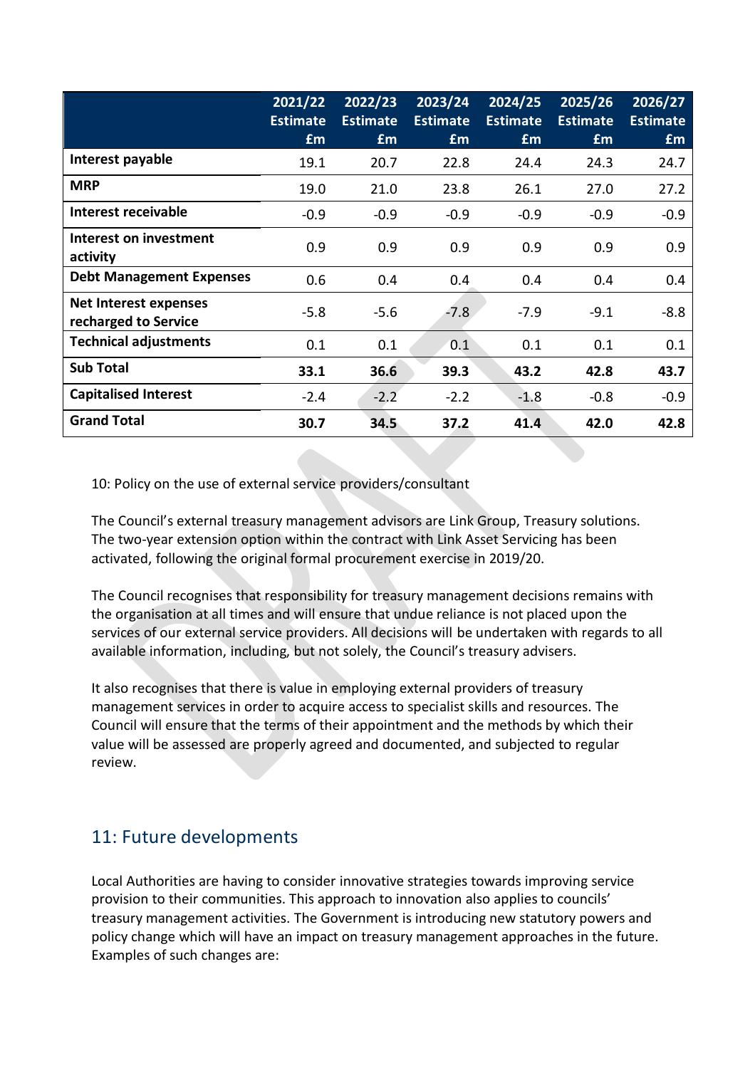| | 2021/22 Estimate £m | 2022/23 Estimate £m | 2023/24 Estimate £m | 2024/25 Estimate £m | 2025/26 Estimate £m | 2026/27 Estimate £m |
|---|---|---|---|---|---|---|
| **Interest payable** | 19.1 | 20.7 | 22.8 | 24.4 | 24.3 | 24.7 |
| **MRP** | 19.0 | 21.0 | 23.8 | 26.1 | 27.0 | 27.2 |
| **Interest receivable** | -0.9 | -0.9 | -0.9 | -0.9 | -0.9 | -0.9 |
| **Interest on investment activity** | 0.9 | 0.9 | 0.9 | 0.9 | 0.9 | 0.9 |
| **Debt Management Expenses** | 0.6 | 0.4 | 0.4 | 0.4 | 0.4 | 0.4 |
| **Net Interest expenses recharged to Service** | -5.8 | -5.6 | -7.8 | -7.9 | -9.1 | -8.8 |
| **Technical adjustments** | 0.1 | 0.1 | 0.1 | 0.1 | 0.1 | 0.1 |
| **Sub Total** | **33.1** | **36.6** | **39.3** | **43.2** | **42.8** | **43.7** |
| **Capitalised Interest** | -2.4 | -2.2 | -2.2 | -1.8 | -0.8 | -0.9 |
| **Grand Total** | **30.7** | **34.5** | **37.2** | **41.4** | **42.0** | **42.8** |

10: Policy on the use of external service providers/consultant

The Council's external treasury management advisors are Link Group, Treasury solutions. The two-year extension option within the contract with Link Asset Servicing has been activated, following the original formal procurement exercise in 2019/20.

The Council recognises that responsibility for treasury management decisions remains with the organisation at all times and will ensure that undue reliance is not placed upon the services of our external service providers. All decisions will be undertaken with regards to all available information, including, but not solely, the Council's treasury advisers.

It also recognises that there is value in employing external providers of treasury management services in order to acquire access to specialist skills and resources. The Council will ensure that the terms of their appointment and the methods by which their value will be assessed are properly agreed and documented, and subjected to regular review.

## 11: Future developments

Local Authorities are having to consider innovative strategies towards improving service provision to their communities. This approach to innovation also applies to councils' treasury management activities. The Government is introducing new statutory powers and policy change which will have an impact on treasury management approaches in the future. Examples of such changes are: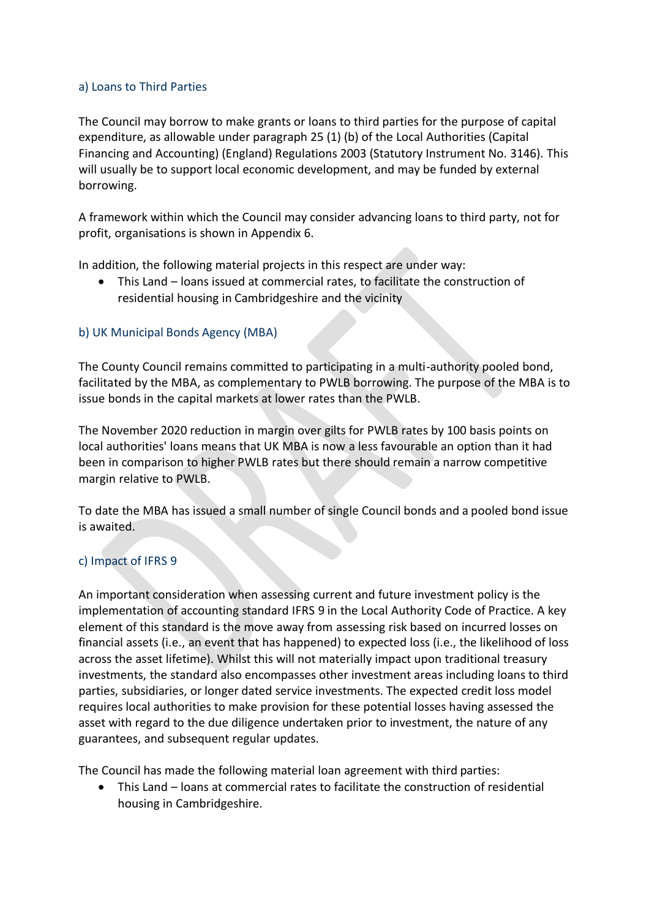### a) Loans to Third Parties

The Council may borrow to make grants or loans to third parties for the purpose of capital expenditure, as allowable under paragraph 25 (1) (b) of the Local Authorities (Capital Financing and Accounting) (England) Regulations 2003 (Statutory Instrument No. 3146). This will usually be to support local economic development, and may be funded by external borrowing.

A framework within which the Council may consider advancing loans to third party, not for profit, organisations is shown in Appendix 6.

In addition, the following material projects in this respect are under way:

- This Land – loans issued at commercial rates, to facilitate the construction of residential housing in Cambridgeshire and the vicinity

### b) UK Municipal Bonds Agency (MBA)

The County Council remains committed to participating in a multi-authority pooled bond, facilitated by the MBA, as complementary to PWLB borrowing. The purpose of the MBA is to issue bonds in the capital markets at lower rates than the PWLB.

The November 2020 reduction in margin over gilts for PWLB rates by 100 basis points on local authorities' loans means that UK MBA is now a less favourable an option than it had been in comparison to higher PWLB rates but there should remain a narrow competitive margin relative to PWLB.

To date the MBA has issued a small number of single Council bonds and a pooled bond issue is awaited.

### c) Impact of IFRS 9

An important consideration when assessing current and future investment policy is the implementation of accounting standard IFRS 9 in the Local Authority Code of Practice. A key element of this standard is the move away from assessing risk based on incurred losses on financial assets (i.e., an event that has happened) to expected loss (i.e., the likelihood of loss across the asset lifetime). Whilst this will not materially impact upon traditional treasury investments, the standard also encompasses other investment areas including loans to third parties, subsidiaries, or longer dated service investments. The expected credit loss model requires local authorities to make provision for these potential losses having assessed the asset with regard to the due diligence undertaken prior to investment, the nature of any guarantees, and subsequent regular updates.

The Council has made the following material loan agreement with third parties:

- This Land – loans at commercial rates to facilitate the construction of residential housing in Cambridgeshire.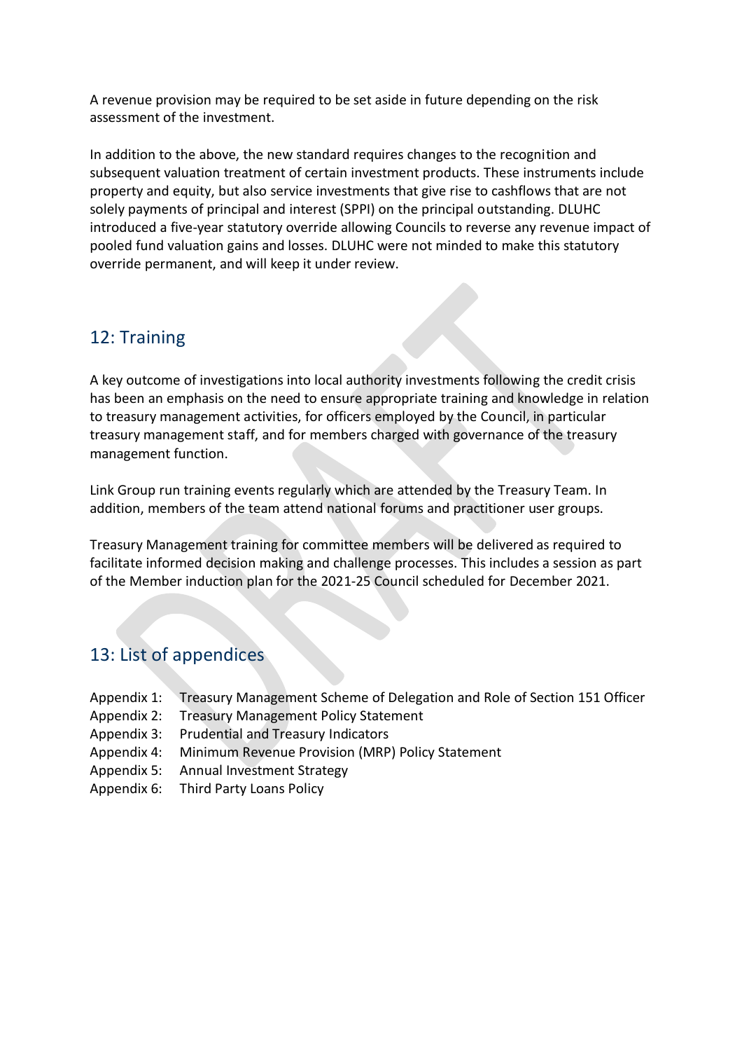A revenue provision may be required to be set aside in future depending on the risk assessment of the investment.

In addition to the above, the new standard requires changes to the recognition and subsequent valuation treatment of certain investment products. These instruments include property and equity, but also service investments that give rise to cashflows that are not solely payments of principal and interest (SPPI) on the principal outstanding. DLUHC introduced a five-year statutory override allowing Councils to reverse any revenue impact of pooled fund valuation gains and losses. DLUHC were not minded to make this statutory override permanent, and will keep it under review.

## 12: Training

A key outcome of investigations into local authority investments following the credit crisis has been an emphasis on the need to ensure appropriate training and knowledge in relation to treasury management activities, for officers employed by the Council, in particular treasury management staff, and for members charged with governance of the treasury management function.

Link Group run training events regularly which are attended by the Treasury Team. In addition, members of the team attend national forums and practitioner user groups.

Treasury Management training for committee members will be delivered as required to facilitate informed decision making and challenge processes. This includes a session as part of the Member induction plan for the 2021-25 Council scheduled for December 2021.

## 13: List of appendices

- Appendix 1: Treasury Management Scheme of Delegation and Role of Section 151 Officer
- Appendix 2: Treasury Management Policy Statement
- Appendix 3: Prudential and Treasury Indicators
- Appendix 4: Minimum Revenue Provision (MRP) Policy Statement
- Appendix 5: Annual Investment Strategy
- Appendix 6: Third Party Loans Policy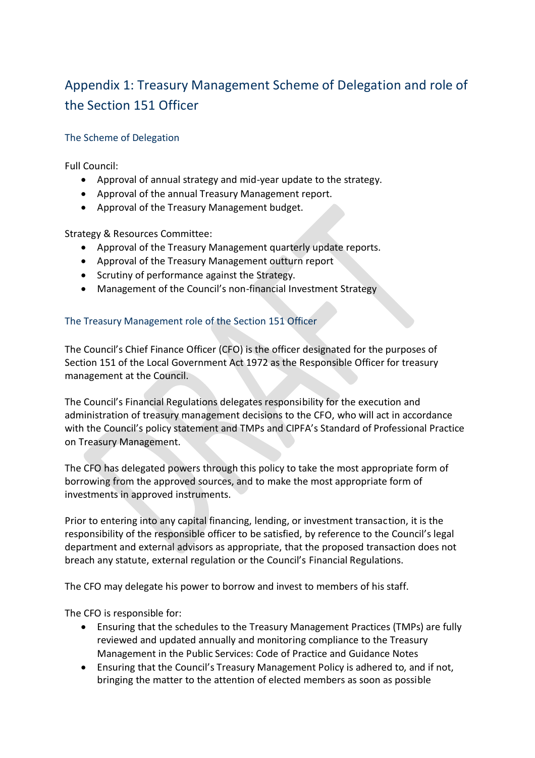# Appendix 1: Treasury Management Scheme of Delegation and role of the Section 151 Officer

## The Scheme of Delegation

Full Council:

- Approval of annual strategy and mid-year update to the strategy.
- Approval of the annual Treasury Management report.
- Approval of the Treasury Management budget.

Strategy & Resources Committee:

- Approval of the Treasury Management quarterly update reports.
- Approval of the Treasury Management outturn report
- Scrutiny of performance against the Strategy.
- Management of the Council's non-financial Investment Strategy

## The Treasury Management role of the Section 151 Officer

The Council's Chief Finance Officer (CFO) is the officer designated for the purposes of Section 151 of the Local Government Act 1972 as the Responsible Officer for treasury management at the Council.

The Council's Financial Regulations delegates responsibility for the execution and administration of treasury management decisions to the CFO, who will act in accordance with the Council's policy statement and TMPs and CIPFA's Standard of Professional Practice on Treasury Management.

The CFO has delegated powers through this policy to take the most appropriate form of borrowing from the approved sources, and to make the most appropriate form of investments in approved instruments.

Prior to entering into any capital financing, lending, or investment transaction, it is the responsibility of the responsible officer to be satisfied, by reference to the Council's legal department and external advisors as appropriate, that the proposed transaction does not breach any statute, external regulation or the Council's Financial Regulations.

The CFO may delegate his power to borrow and invest to members of his staff.

The CFO is responsible for:

- Ensuring that the schedules to the Treasury Management Practices (TMPs) are fully reviewed and updated annually and monitoring compliance to the Treasury Management in the Public Services: Code of Practice and Guidance Notes
- Ensuring that the Council's Treasury Management Policy is adhered to, and if not, bringing the matter to the attention of elected members as soon as possible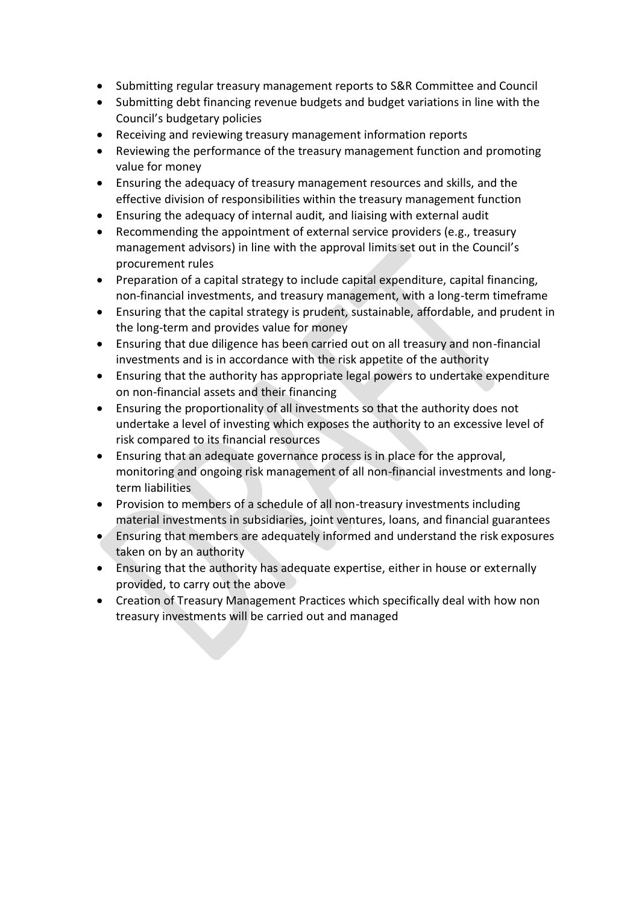- Submitting regular treasury management reports to S&R Committee and Council
- Submitting debt financing revenue budgets and budget variations in line with the Council's budgetary policies
- Receiving and reviewing treasury management information reports
- Reviewing the performance of the treasury management function and promoting value for money
- Ensuring the adequacy of treasury management resources and skills, and the effective division of responsibilities within the treasury management function
- Ensuring the adequacy of internal audit, and liaising with external audit
- Recommending the appointment of external service providers (e.g., treasury management advisors) in line with the approval limits set out in the Council's procurement rules
- Preparation of a capital strategy to include capital expenditure, capital financing, non-financial investments, and treasury management, with a long-term timeframe
- Ensuring that the capital strategy is prudent, sustainable, affordable, and prudent in the long-term and provides value for money
- Ensuring that due diligence has been carried out on all treasury and non-financial investments and is in accordance with the risk appetite of the authority
- Ensuring that the authority has appropriate legal powers to undertake expenditure on non-financial assets and their financing
- Ensuring the proportionality of all investments so that the authority does not undertake a level of investing which exposes the authority to an excessive level of risk compared to its financial resources
- Ensuring that an adequate governance process is in place for the approval, monitoring and ongoing risk management of all non-financial investments and long-term liabilities
- Provision to members of a schedule of all non-treasury investments including material investments in subsidiaries, joint ventures, loans, and financial guarantees
- Ensuring that members are adequately informed and understand the risk exposures taken on by an authority
- Ensuring that the authority has adequate expertise, either in house or externally provided, to carry out the above
- Creation of Treasury Management Practices which specifically deal with how non treasury investments will be carried out and managed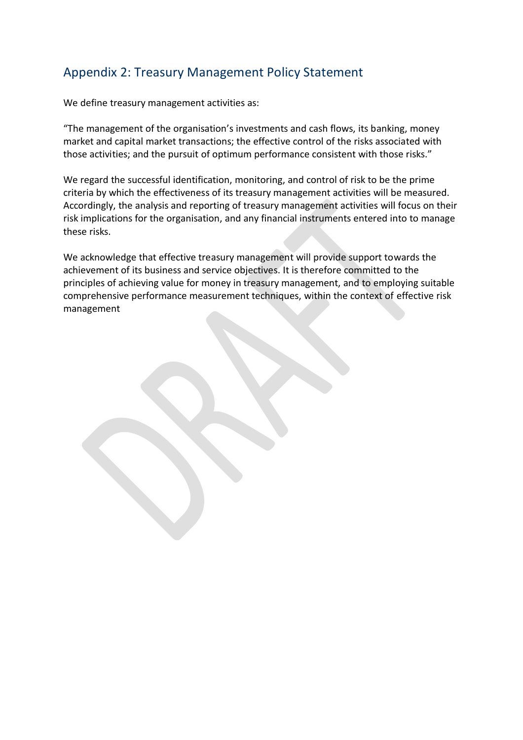## Appendix 2: Treasury Management Policy Statement

We define treasury management activities as:

"The management of the organisation's investments and cash flows, its banking, money market and capital market transactions; the effective control of the risks associated with those activities; and the pursuit of optimum performance consistent with those risks."

We regard the successful identification, monitoring, and control of risk to be the prime criteria by which the effectiveness of its treasury management activities will be measured. Accordingly, the analysis and reporting of treasury management activities will focus on their risk implications for the organisation, and any financial instruments entered into to manage these risks.

We acknowledge that effective treasury management will provide support towards the achievement of its business and service objectives. It is therefore committed to the principles of achieving value for money in treasury management, and to employing suitable comprehensive performance measurement techniques, within the context of effective risk management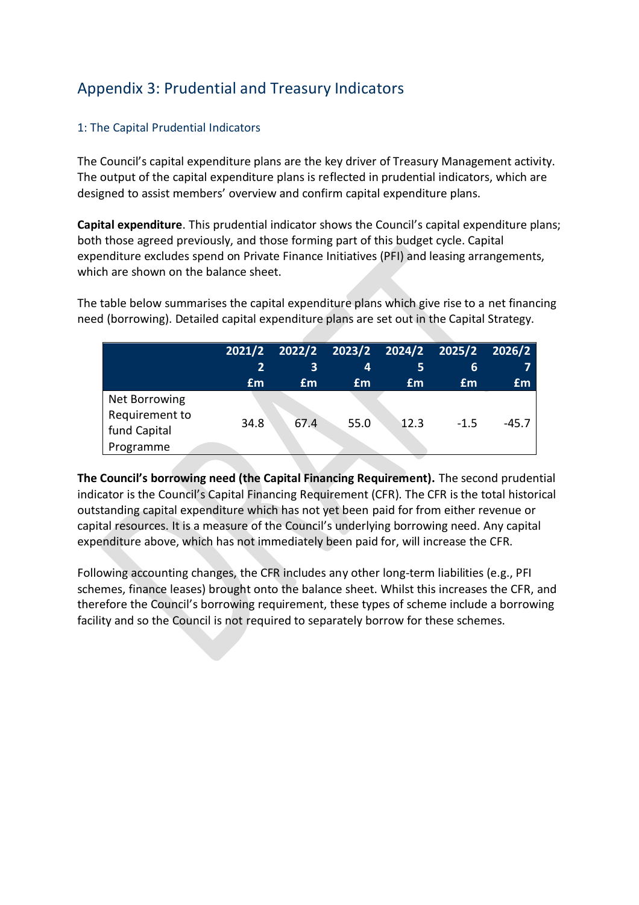## Appendix 3: Prudential and Treasury Indicators

### 1: The Capital Prudential Indicators

The Council's capital expenditure plans are the key driver of Treasury Management activity. The output of the capital expenditure plans is reflected in prudential indicators, which are designed to assist members' overview and confirm capital expenditure plans.

**Capital expenditure**. This prudential indicator shows the Council's capital expenditure plans; both those agreed previously, and those forming part of this budget cycle. Capital expenditure excludes spend on Private Finance Initiatives (PFI) and leasing arrangements, which are shown on the balance sheet.

The table below summarises the capital expenditure plans which give rise to a net financing need (borrowing). Detailed capital expenditure plans are set out in the Capital Strategy.

| | 2021/22 £m | 2022/23 £m | 2023/24 £m | 2024/25 £m | 2025/26 £m | 2026/27 £m |
|---|---|---|---|---|---|---|
| Net Borrowing Requirement to fund Capital Programme | 34.8 | 67.4 | 55.0 | 12.3 | -1.5 | -45.7 |

**The Council's borrowing need (the Capital Financing Requirement).** The second prudential indicator is the Council's Capital Financing Requirement (CFR). The CFR is the total historical outstanding capital expenditure which has not yet been paid for from either revenue or capital resources. It is a measure of the Council's underlying borrowing need. Any capital expenditure above, which has not immediately been paid for, will increase the CFR.

Following accounting changes, the CFR includes any other long-term liabilities (e.g., PFI schemes, finance leases) brought onto the balance sheet. Whilst this increases the CFR, and therefore the Council's borrowing requirement, these types of scheme include a borrowing facility and so the Council is not required to separately borrow for these schemes.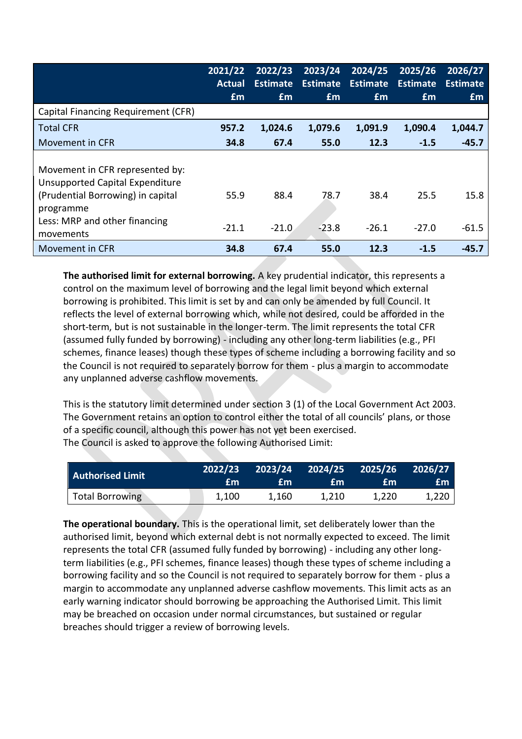| | 2021/22 Actual £m | 2022/23 Estimate £m | 2023/24 Estimate £m | 2024/25 Estimate £m | 2025/26 Estimate £m | 2026/27 Estimate £m |
|---|---|---|---|---|---|---|
| Capital Financing Requirement (CFR) | | | | | | |
| **Total CFR** | **957.2** | **1,024.6** | **1,079.6** | **1,091.9** | **1,090.4** | **1,044.7** |
| **Movement in CFR** | **34.8** | **67.4** | **55.0** | **12.3** | **-1.5** | **-45.7** |
| | | | | | | |
| Movement in CFR represented by: Unsupported Capital Expenditure (Prudential Borrowing) in capital programme | 55.9 | 88.4 | 78.7 | 38.4 | 25.5 | 15.8 |
| Less: MRP and other financing movements | -21.1 | -21.0 | -23.8 | -26.1 | -27.0 | -61.5 |
| **Movement in CFR** | **34.8** | **67.4** | **55.0** | **12.3** | **-1.5** | **-45.7** |

**The authorised limit for external borrowing.** A key prudential indicator, this represents a control on the maximum level of borrowing and the legal limit beyond which external borrowing is prohibited. This limit is set by and can only be amended by full Council. It reflects the level of external borrowing which, while not desired, could be afforded in the short-term, but is not sustainable in the longer-term. The limit represents the total CFR (assumed fully funded by borrowing) - including any other long-term liabilities (e.g., PFI schemes, finance leases) though these types of scheme including a borrowing facility and so the Council is not required to separately borrow for them - plus a margin to accommodate any unplanned adverse cashflow movements.

This is the statutory limit determined under section 3 (1) of the Local Government Act 2003. The Government retains an option to control either the total of all councils' plans, or those of a specific council, although this power has not yet been exercised.
The Council is asked to approve the following Authorised Limit:

| Authorised Limit | 2022/23 £m | 2023/24 £m | 2024/25 £m | 2025/26 £m | 2026/27 £m |
|---|---|---|---|---|---|
| Total Borrowing | 1,100 | 1,160 | 1,210 | 1,220 | 1,220 |

**The operational boundary.** This is the operational limit, set deliberately lower than the authorised limit, beyond which external debt is not normally expected to exceed. The limit represents the total CFR (assumed fully funded by borrowing) - including any other long-term liabilities (e.g., PFI schemes, finance leases) though these types of scheme including a borrowing facility and so the Council is not required to separately borrow for them - plus a margin to accommodate any unplanned adverse cashflow movements. This limit acts as an early warning indicator should borrowing be approaching the Authorised Limit. This limit may be breached on occasion under normal circumstances, but sustained or regular breaches should trigger a review of borrowing levels.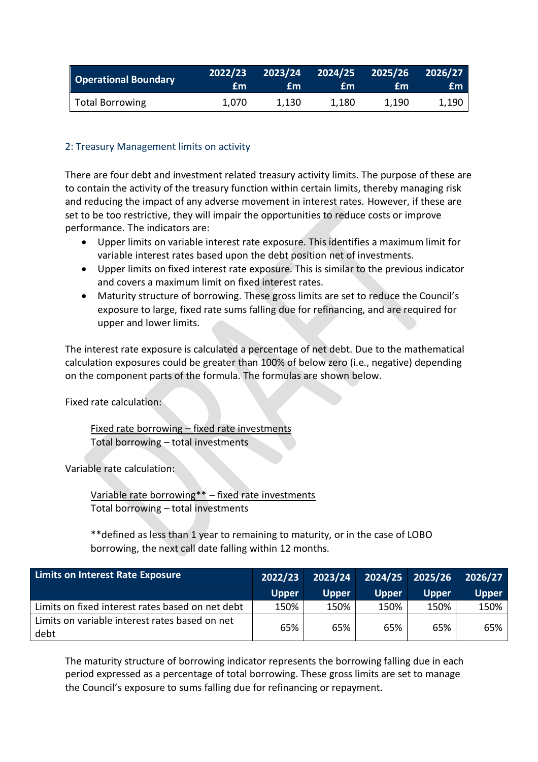| Operational Boundary | 2022/23 £m | 2023/24 £m | 2024/25 £m | 2025/26 £m | 2026/27 £m |
|---|---|---|---|---|---|
| Total Borrowing | 1,070 | 1,130 | 1,180 | 1,190 | 1,190 |

### 2: Treasury Management limits on activity

There are four debt and investment related treasury activity limits. The purpose of these are to contain the activity of the treasury function within certain limits, thereby managing risk and reducing the impact of any adverse movement in interest rates. However, if these are set to be too restrictive, they will impair the opportunities to reduce costs or improve performance. The indicators are:

- Upper limits on variable interest rate exposure. This identifies a maximum limit for variable interest rates based upon the debt position net of investments.
- Upper limits on fixed interest rate exposure. This is similar to the previous indicator and covers a maximum limit on fixed interest rates.
- Maturity structure of borrowing. These gross limits are set to reduce the Council's exposure to large, fixed rate sums falling due for refinancing, and are required for upper and lower limits.

The interest rate exposure is calculated a percentage of net debt. Due to the mathematical calculation exposures could be greater than 100% of below zero (i.e., negative) depending on the component parts of the formula. The formulas are shown below.

Fixed rate calculation:

$$\frac{\text{Fixed rate borrowing} - \text{fixed rate investments}}{\text{Total borrowing} - \text{total investments}}$$

Variable rate calculation:

$$\frac{\text{Variable rate borrowing}^{**} - \text{fixed rate investments}}{\text{Total borrowing} - \text{total investments}}$$

**defined as less than 1 year to remaining to maturity, or in the case of LOBO borrowing, the next call date falling within 12 months.

| Limits on Interest Rate Exposure | 2022/23 | 2023/24 | 2024/25 | 2025/26 | 2026/27 |
|---|---|---|---|---|---|
| | Upper | Upper | Upper | Upper | Upper |
| Limits on fixed interest rates based on net debt | 150% | 150% | 150% | 150% | 150% |
| Limits on variable interest rates based on net debt | 65% | 65% | 65% | 65% | 65% |

The maturity structure of borrowing indicator represents the borrowing falling due in each period expressed as a percentage of total borrowing. These gross limits are set to manage the Council's exposure to sums falling due for refinancing or repayment.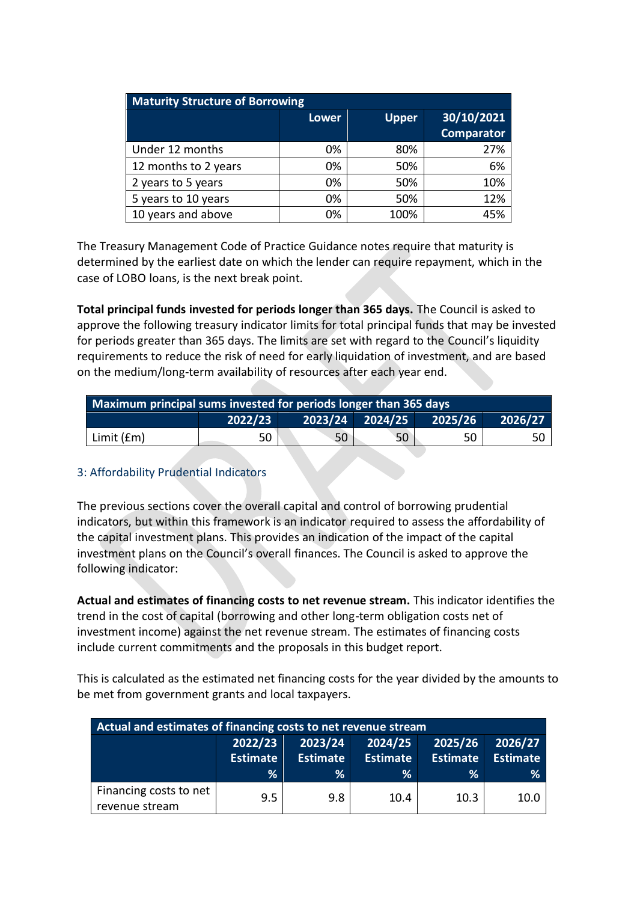| Maturity Structure of Borrowing | | | |
|---|---|---|---|
| | Lower | Upper | 30/10/2021 Comparator |
| Under 12 months | 0% | 80% | 27% |
| 12 months to 2 years | 0% | 50% | 6% |
| 2 years to 5 years | 0% | 50% | 10% |
| 5 years to 10 years | 0% | 50% | 12% |
| 10 years and above | 0% | 100% | 45% |

The Treasury Management Code of Practice Guidance notes require that maturity is determined by the earliest date on which the lender can require repayment, which in the case of LOBO loans, is the next break point.

**Total principal funds invested for periods longer than 365 days.** The Council is asked to approve the following treasury indicator limits for total principal funds that may be invested for periods greater than 365 days. The limits are set with regard to the Council's liquidity requirements to reduce the risk of need for early liquidation of investment, and are based on the medium/long-term availability of resources after each year end.

| Maximum principal sums invested for periods longer than 365 days | | | | | |
|---|---|---|---|---|---|
| | 2022/23 | 2023/24 | 2024/25 | 2025/26 | 2026/27 |
| Limit (£m) | 50 | 50 | 50 | 50 | 50 |

### 3: Affordability Prudential Indicators

The previous sections cover the overall capital and control of borrowing prudential indicators, but within this framework is an indicator required to assess the affordability of the capital investment plans. This provides an indication of the impact of the capital investment plans on the Council's overall finances. The Council is asked to approve the following indicator:

**Actual and estimates of financing costs to net revenue stream.** This indicator identifies the trend in the cost of capital (borrowing and other long-term obligation costs net of investment income) against the net revenue stream. The estimates of financing costs include current commitments and the proposals in this budget report.

This is calculated as the estimated net financing costs for the year divided by the amounts to be met from government grants and local taxpayers.

| Actual and estimates of financing costs to net revenue stream | | | | | |
|---|---|---|---|---|---|
| | 2022/23 Estimate % | 2023/24 Estimate % | 2024/25 Estimate % | 2025/26 Estimate % | 2026/27 Estimate % |
| Financing costs to net revenue stream | 9.5 | 9.8 | 10.4 | 10.3 | 10.0 |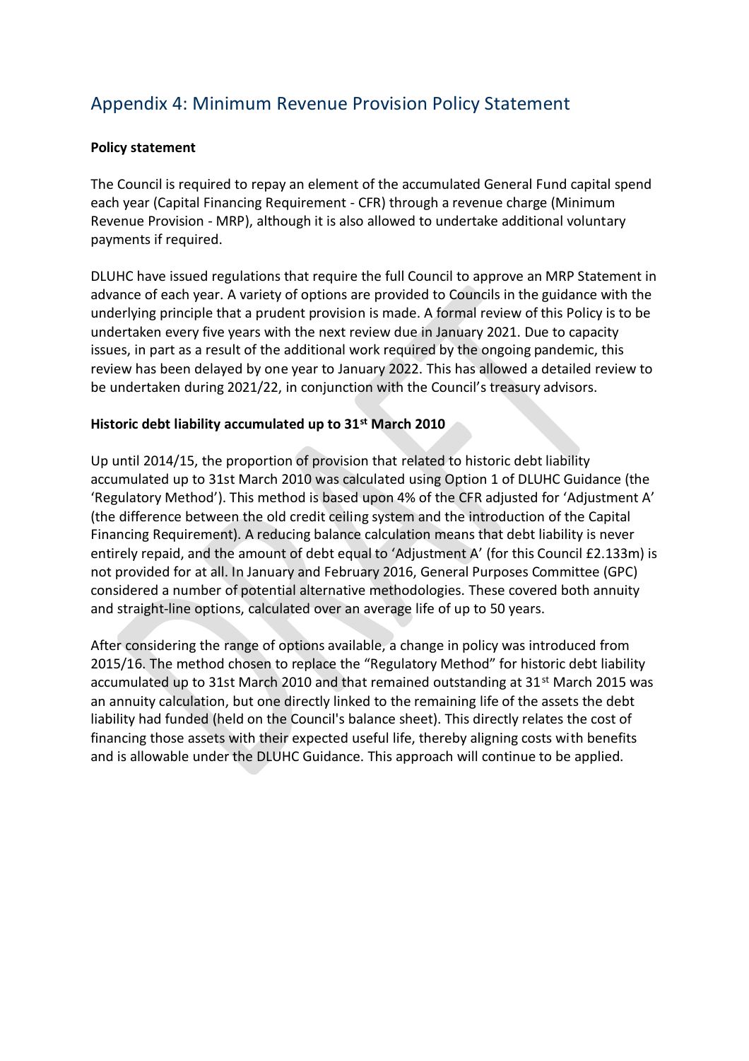# Appendix 4: Minimum Revenue Provision Policy Statement

**Policy statement**

The Council is required to repay an element of the accumulated General Fund capital spend each year (Capital Financing Requirement - CFR) through a revenue charge (Minimum Revenue Provision - MRP), although it is also allowed to undertake additional voluntary payments if required.

DLUHC have issued regulations that require the full Council to approve an MRP Statement in advance of each year. A variety of options are provided to Councils in the guidance with the underlying principle that a prudent provision is made. A formal review of this Policy is to be undertaken every five years with the next review due in January 2021. Due to capacity issues, in part as a result of the additional work required by the ongoing pandemic, this review has been delayed by one year to January 2022. This has allowed a detailed review to be undertaken during 2021/22, in conjunction with the Council's treasury advisors.

**Historic debt liability accumulated up to 31st March 2010**

Up until 2014/15, the proportion of provision that related to historic debt liability accumulated up to 31st March 2010 was calculated using Option 1 of DLUHC Guidance (the 'Regulatory Method'). This method is based upon 4% of the CFR adjusted for 'Adjustment A' (the difference between the old credit ceiling system and the introduction of the Capital Financing Requirement). A reducing balance calculation means that debt liability is never entirely repaid, and the amount of debt equal to 'Adjustment A' (for this Council £2.133m) is not provided for at all. In January and February 2016, General Purposes Committee (GPC) considered a number of potential alternative methodologies. These covered both annuity and straight-line options, calculated over an average life of up to 50 years.

After considering the range of options available, a change in policy was introduced from 2015/16. The method chosen to replace the "Regulatory Method" for historic debt liability accumulated up to 31st March 2010 and that remained outstanding at 31st March 2015 was an annuity calculation, but one directly linked to the remaining life of the assets the debt liability had funded (held on the Council's balance sheet). This directly relates the cost of financing those assets with their expected useful life, thereby aligning costs with benefits and is allowable under the DLUHC Guidance. This approach will continue to be applied.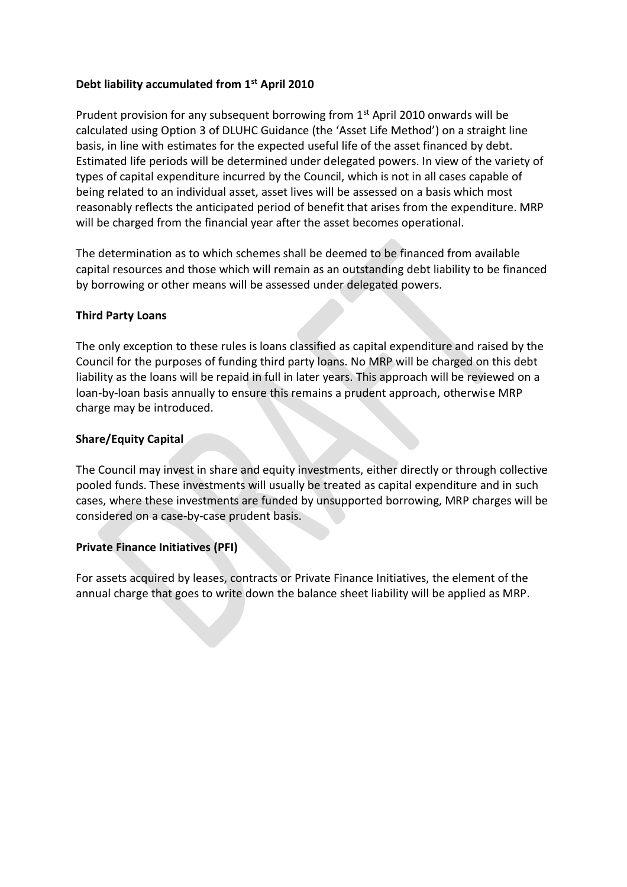**Debt liability accumulated from 1st April 2010**

Prudent provision for any subsequent borrowing from 1st April 2010 onwards will be calculated using Option 3 of DLUHC Guidance (the 'Asset Life Method') on a straight line basis, in line with estimates for the expected useful life of the asset financed by debt. Estimated life periods will be determined under delegated powers. In view of the variety of types of capital expenditure incurred by the Council, which is not in all cases capable of being related to an individual asset, asset lives will be assessed on a basis which most reasonably reflects the anticipated period of benefit that arises from the expenditure. MRP will be charged from the financial year after the asset becomes operational.

The determination as to which schemes shall be deemed to be financed from available capital resources and those which will remain as an outstanding debt liability to be financed by borrowing or other means will be assessed under delegated powers.

**Third Party Loans**

The only exception to these rules is loans classified as capital expenditure and raised by the Council for the purposes of funding third party loans. No MRP will be charged on this debt liability as the loans will be repaid in full in later years. This approach will be reviewed on a loan-by-loan basis annually to ensure this remains a prudent approach, otherwise MRP charge may be introduced.

**Share/Equity Capital**

The Council may invest in share and equity investments, either directly or through collective pooled funds. These investments will usually be treated as capital expenditure and in such cases, where these investments are funded by unsupported borrowing, MRP charges will be considered on a case-by-case prudent basis.

**Private Finance Initiatives (PFI)**

For assets acquired by leases, contracts or Private Finance Initiatives, the element of the annual charge that goes to write down the balance sheet liability will be applied as MRP.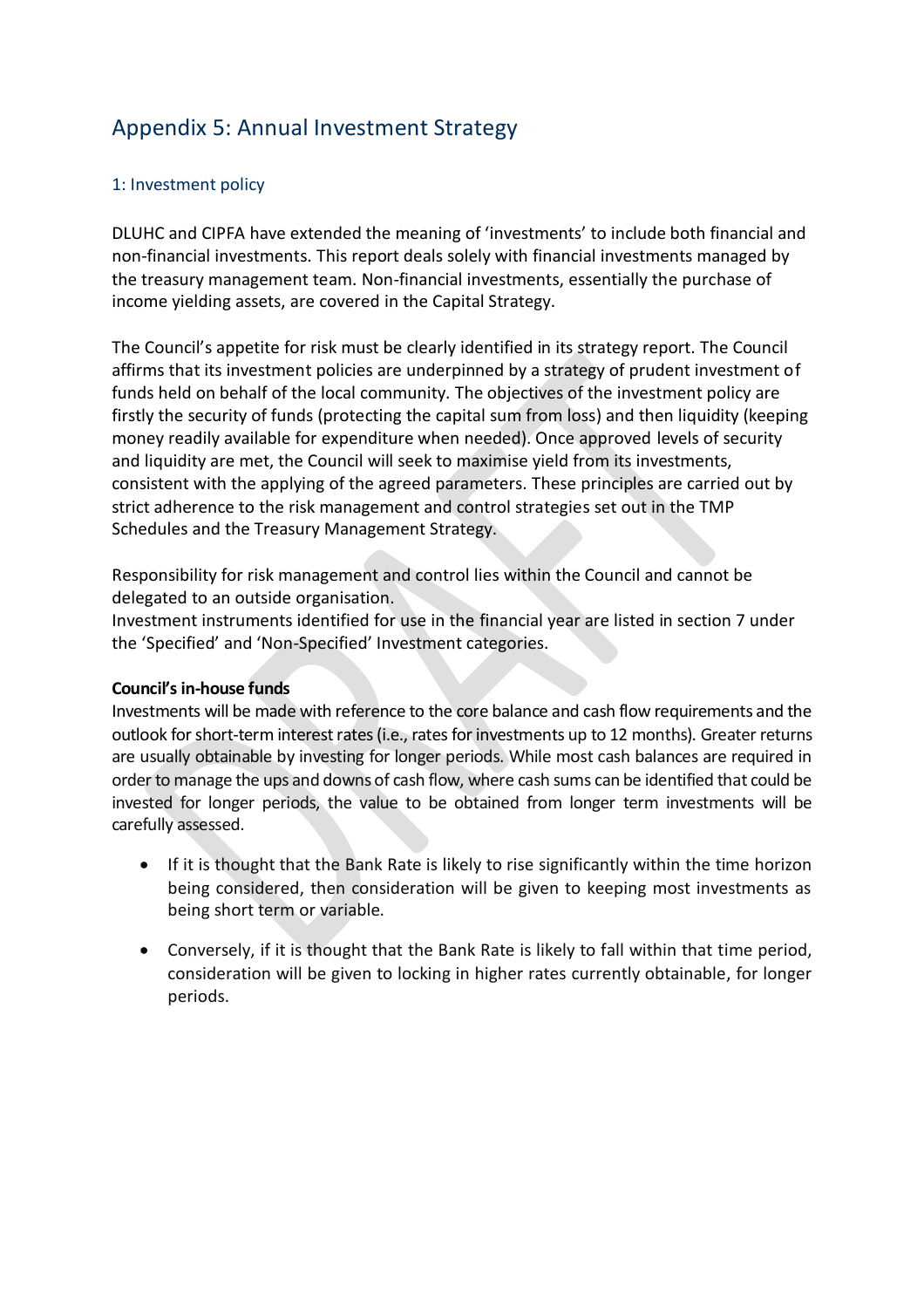# Appendix 5: Annual Investment Strategy

## 1: Investment policy

DLUHC and CIPFA have extended the meaning of 'investments' to include both financial and non-financial investments. This report deals solely with financial investments managed by the treasury management team. Non-financial investments, essentially the purchase of income yielding assets, are covered in the Capital Strategy.

The Council's appetite for risk must be clearly identified in its strategy report. The Council affirms that its investment policies are underpinned by a strategy of prudent investment of funds held on behalf of the local community. The objectives of the investment policy are firstly the security of funds (protecting the capital sum from loss) and then liquidity (keeping money readily available for expenditure when needed). Once approved levels of security and liquidity are met, the Council will seek to maximise yield from its investments, consistent with the applying of the agreed parameters. These principles are carried out by strict adherence to the risk management and control strategies set out in the TMP Schedules and the Treasury Management Strategy.

Responsibility for risk management and control lies within the Council and cannot be delegated to an outside organisation.
Investment instruments identified for use in the financial year are listed in section 7 under the 'Specified' and 'Non-Specified' Investment categories.

**Council's in-house funds**
Investments will be made with reference to the core balance and cash flow requirements and the outlook for short-term interest rates (i.e., rates for investments up to 12 months). Greater returns are usually obtainable by investing for longer periods. While most cash balances are required in order to manage the ups and downs of cash flow, where cash sums can be identified that could be invested for longer periods, the value to be obtained from longer term investments will be carefully assessed.

- If it is thought that the Bank Rate is likely to rise significantly within the time horizon being considered, then consideration will be given to keeping most investments as being short term or variable.

- Conversely, if it is thought that the Bank Rate is likely to fall within that time period, consideration will be given to locking in higher rates currently obtainable, for longer periods.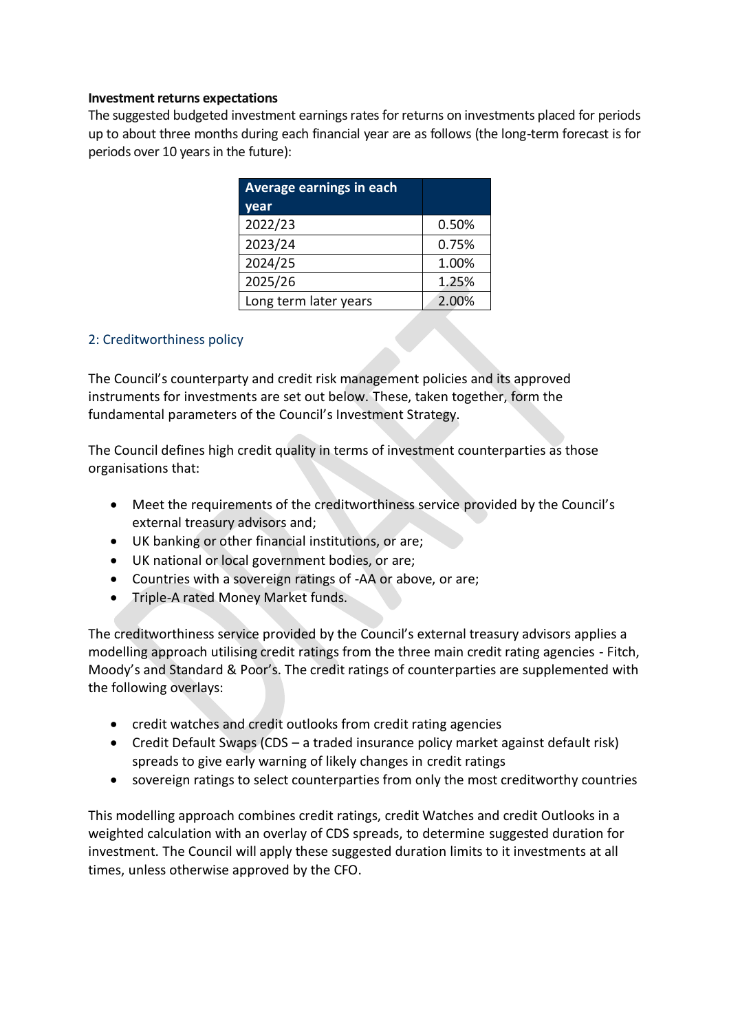**Investment returns expectations**

The suggested budgeted investment earnings rates for returns on investments placed for periods up to about three months during each financial year are as follows (the long-term forecast is for periods over 10 years in the future):

| Average earnings in each year | |
|---|---|
| 2022/23 | 0.50% |
| 2023/24 | 0.75% |
| 2024/25 | 1.00% |
| 2025/26 | 1.25% |
| Long term later years | 2.00% |

## 2: Creditworthiness policy

The Council's counterparty and credit risk management policies and its approved instruments for investments are set out below. These, taken together, form the fundamental parameters of the Council's Investment Strategy.

The Council defines high credit quality in terms of investment counterparties as those organisations that:

- Meet the requirements of the creditworthiness service provided by the Council's external treasury advisors and;
- UK banking or other financial institutions, or are;
- UK national or local government bodies, or are;
- Countries with a sovereign ratings of -AA or above, or are;
- Triple-A rated Money Market funds.

The creditworthiness service provided by the Council's external treasury advisors applies a modelling approach utilising credit ratings from the three main credit rating agencies - Fitch, Moody's and Standard & Poor's. The credit ratings of counterparties are supplemented with the following overlays:

- credit watches and credit outlooks from credit rating agencies
- Credit Default Swaps (CDS – a traded insurance policy market against default risk) spreads to give early warning of likely changes in credit ratings
- sovereign ratings to select counterparties from only the most creditworthy countries

This modelling approach combines credit ratings, credit Watches and credit Outlooks in a weighted calculation with an overlay of CDS spreads, to determine suggested duration for investment. The Council will apply these suggested duration limits to it investments at all times, unless otherwise approved by the CFO.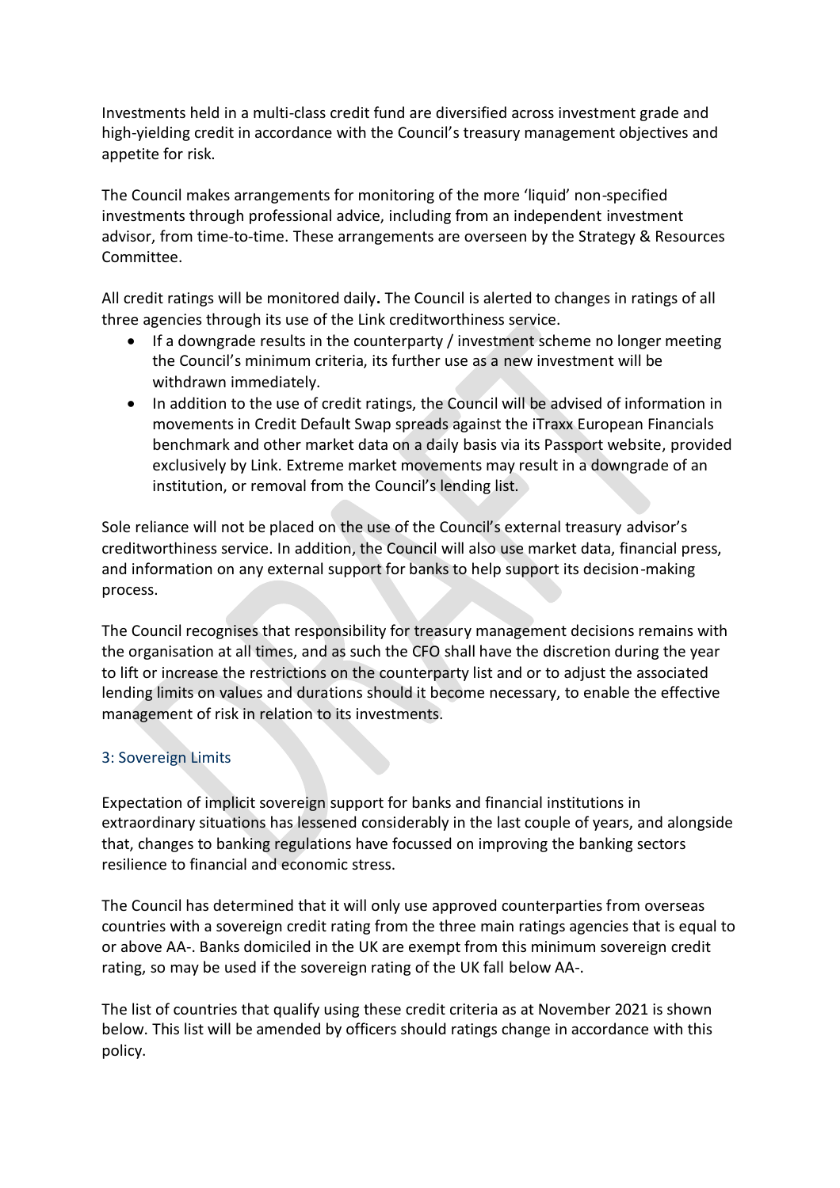Investments held in a multi-class credit fund are diversified across investment grade and high-yielding credit in accordance with the Council's treasury management objectives and appetite for risk.

The Council makes arrangements for monitoring of the more 'liquid' non-specified investments through professional advice, including from an independent investment advisor, from time-to-time. These arrangements are overseen by the Strategy & Resources Committee.

All credit ratings will be monitored daily**.** The Council is alerted to changes in ratings of all three agencies through its use of the Link creditworthiness service.

- If a downgrade results in the counterparty / investment scheme no longer meeting the Council's minimum criteria, its further use as a new investment will be withdrawn immediately.
- In addition to the use of credit ratings, the Council will be advised of information in movements in Credit Default Swap spreads against the iTraxx European Financials benchmark and other market data on a daily basis via its Passport website, provided exclusively by Link. Extreme market movements may result in a downgrade of an institution, or removal from the Council's lending list.

Sole reliance will not be placed on the use of the Council's external treasury advisor's creditworthiness service. In addition, the Council will also use market data, financial press, and information on any external support for banks to help support its decision-making process.

The Council recognises that responsibility for treasury management decisions remains with the organisation at all times, and as such the CFO shall have the discretion during the year to lift or increase the restrictions on the counterparty list and or to adjust the associated lending limits on values and durations should it become necessary, to enable the effective management of risk in relation to its investments.

### 3: Sovereign Limits

Expectation of implicit sovereign support for banks and financial institutions in extraordinary situations has lessened considerably in the last couple of years, and alongside that, changes to banking regulations have focussed on improving the banking sectors resilience to financial and economic stress.

The Council has determined that it will only use approved counterparties from overseas countries with a sovereign credit rating from the three main ratings agencies that is equal to or above AA-. Banks domiciled in the UK are exempt from this minimum sovereign credit rating, so may be used if the sovereign rating of the UK fall below AA-.

The list of countries that qualify using these credit criteria as at November 2021 is shown below. This list will be amended by officers should ratings change in accordance with this policy.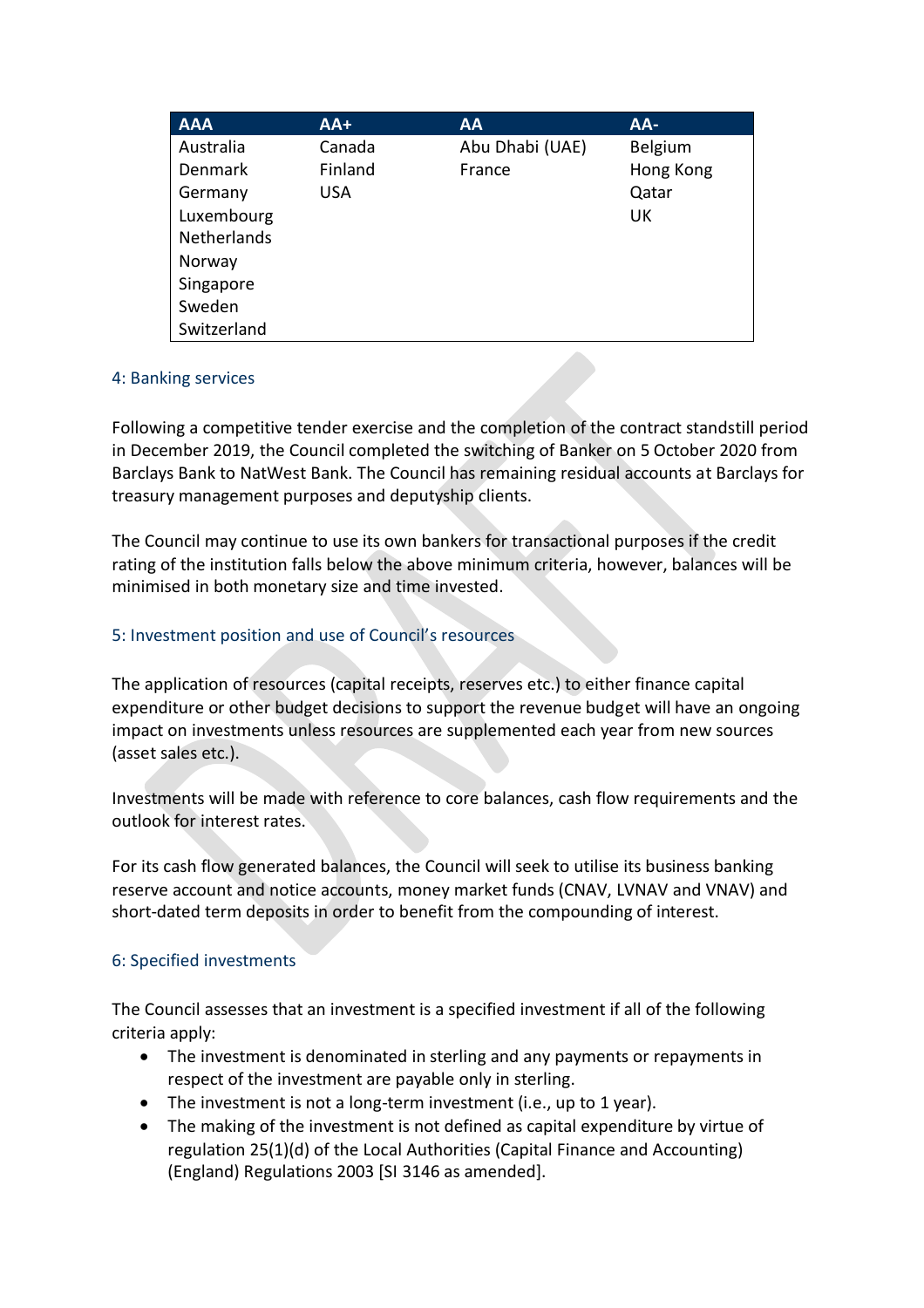| AAA | AA+ | AA | AA- |
|---|---|---|---|
| Australia | Canada | Abu Dhabi (UAE) | Belgium |
| Denmark | Finland | France | Hong Kong |
| Germany | USA | | Qatar |
| Luxembourg | | | UK |
| Netherlands | | | |
| Norway | | | |
| Singapore | | | |
| Sweden | | | |
| Switzerland | | | |

### 4: Banking services

Following a competitive tender exercise and the completion of the contract standstill period in December 2019, the Council completed the switching of Banker on 5 October 2020 from Barclays Bank to NatWest Bank. The Council has remaining residual accounts at Barclays for treasury management purposes and deputyship clients.

The Council may continue to use its own bankers for transactional purposes if the credit rating of the institution falls below the above minimum criteria, however, balances will be minimised in both monetary size and time invested.

### 5: Investment position and use of Council's resources

The application of resources (capital receipts, reserves etc.) to either finance capital expenditure or other budget decisions to support the revenue budget will have an ongoing impact on investments unless resources are supplemented each year from new sources (asset sales etc.).

Investments will be made with reference to core balances, cash flow requirements and the outlook for interest rates.

For its cash flow generated balances, the Council will seek to utilise its business banking reserve account and notice accounts, money market funds (CNAV, LVNAV and VNAV) and short-dated term deposits in order to benefit from the compounding of interest.

### 6: Specified investments

The Council assesses that an investment is a specified investment if all of the following criteria apply:

- The investment is denominated in sterling and any payments or repayments in respect of the investment are payable only in sterling.
- The investment is not a long-term investment (i.e., up to 1 year).
- The making of the investment is not defined as capital expenditure by virtue of regulation 25(1)(d) of the Local Authorities (Capital Finance and Accounting) (England) Regulations 2003 [SI 3146 as amended].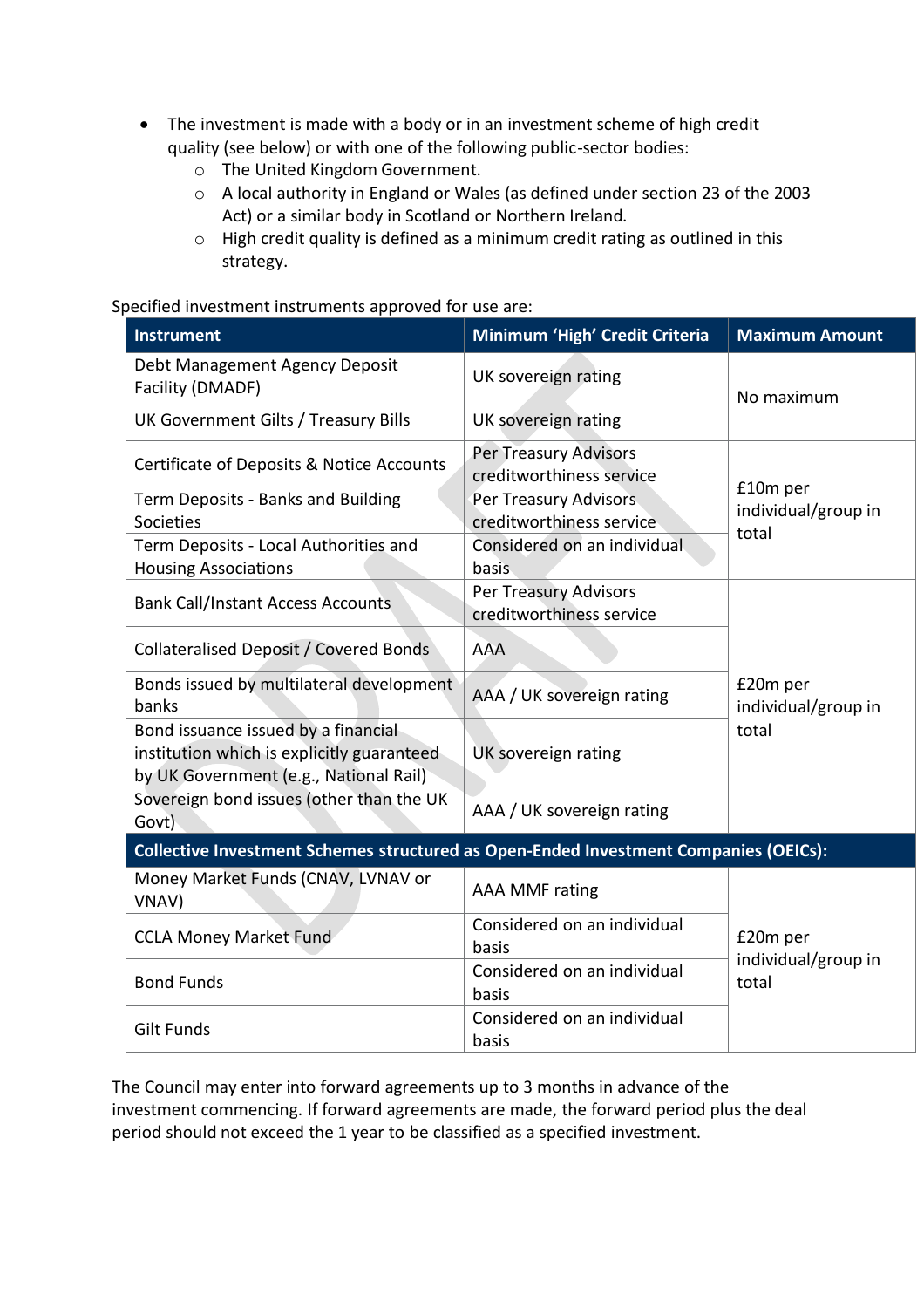- The investment is made with a body or in an investment scheme of high credit quality (see below) or with one of the following public-sector bodies:
  - The United Kingdom Government.
  - A local authority in England or Wales (as defined under section 23 of the 2003 Act) or a similar body in Scotland or Northern Ireland.
  - High credit quality is defined as a minimum credit rating as outlined in this strategy.

Specified investment instruments approved for use are:

| Instrument | Minimum 'High' Credit Criteria | Maximum Amount |
|---|---|---|
| Debt Management Agency Deposit Facility (DMADF) | UK sovereign rating | No maximum |
| UK Government Gilts / Treasury Bills | UK sovereign rating | |
| Certificate of Deposits & Notice Accounts | Per Treasury Advisors creditworthiness service | £10m per individual/group in total |
| Term Deposits - Banks and Building Societies | Per Treasury Advisors creditworthiness service | |
| Term Deposits - Local Authorities and Housing Associations | Considered on an individual basis | |
| Bank Call/Instant Access Accounts | Per Treasury Advisors creditworthiness service | £20m per individual/group in total |
| Collateralised Deposit / Covered Bonds | AAA | |
| Bonds issued by multilateral development banks | AAA / UK sovereign rating | |
| Bond issuance issued by a financial institution which is explicitly guaranteed by UK Government (e.g., National Rail) | UK sovereign rating | |
| Sovereign bond issues (other than the UK Govt) | AAA / UK sovereign rating | |
| **Collective Investment Schemes structured as Open-Ended Investment Companies (OEICs):** | | |
| Money Market Funds (CNAV, LVNAV or VNAV) | AAA MMF rating | £20m per individual/group in total |
| CCLA Money Market Fund | Considered on an individual basis | |
| Bond Funds | Considered on an individual basis | |
| Gilt Funds | Considered on an individual basis | |

The Council may enter into forward agreements up to 3 months in advance of the investment commencing. If forward agreements are made, the forward period plus the deal period should not exceed the 1 year to be classified as a specified investment.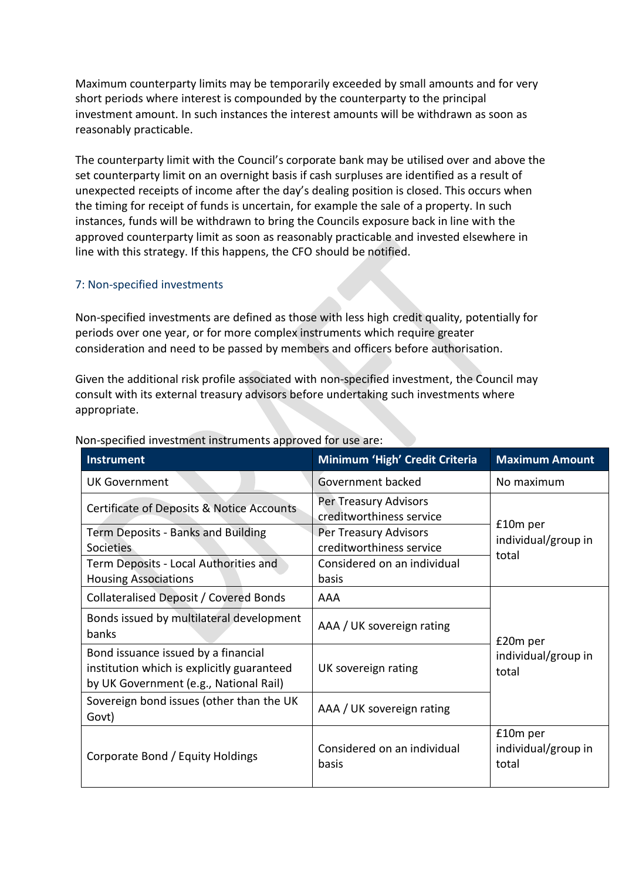Maximum counterparty limits may be temporarily exceeded by small amounts and for very short periods where interest is compounded by the counterparty to the principal investment amount. In such instances the interest amounts will be withdrawn as soon as reasonably practicable.

The counterparty limit with the Council's corporate bank may be utilised over and above the set counterparty limit on an overnight basis if cash surpluses are identified as a result of unexpected receipts of income after the day's dealing position is closed. This occurs when the timing for receipt of funds is uncertain, for example the sale of a property. In such instances, funds will be withdrawn to bring the Councils exposure back in line with the approved counterparty limit as soon as reasonably practicable and invested elsewhere in line with this strategy. If this happens, the CFO should be notified.

### 7: Non-specified investments

Non-specified investments are defined as those with less high credit quality, potentially for periods over one year, or for more complex instruments which require greater consideration and need to be passed by members and officers before authorisation.

Given the additional risk profile associated with non-specified investment, the Council may consult with its external treasury advisors before undertaking such investments where appropriate.

Non-specified investment instruments approved for use are:

| Instrument | Minimum 'High' Credit Criteria | Maximum Amount |
|---|---|---|
| UK Government | Government backed | No maximum |
| Certificate of Deposits & Notice Accounts | Per Treasury Advisors creditworthiness service | £10m per individual/group in total |
| Term Deposits - Banks and Building Societies | Per Treasury Advisors creditworthiness service | |
| Term Deposits - Local Authorities and Housing Associations | Considered on an individual basis | |
| Collateralised Deposit / Covered Bonds | AAA | £20m per individual/group in total |
| Bonds issued by multilateral development banks | AAA / UK sovereign rating | |
| Bond issuance issued by a financial institution which is explicitly guaranteed by UK Government (e.g., National Rail) | UK sovereign rating | |
| Sovereign bond issues (other than the UK Govt) | AAA / UK sovereign rating | |
| Corporate Bond / Equity Holdings | Considered on an individual basis | £10m per individual/group in total |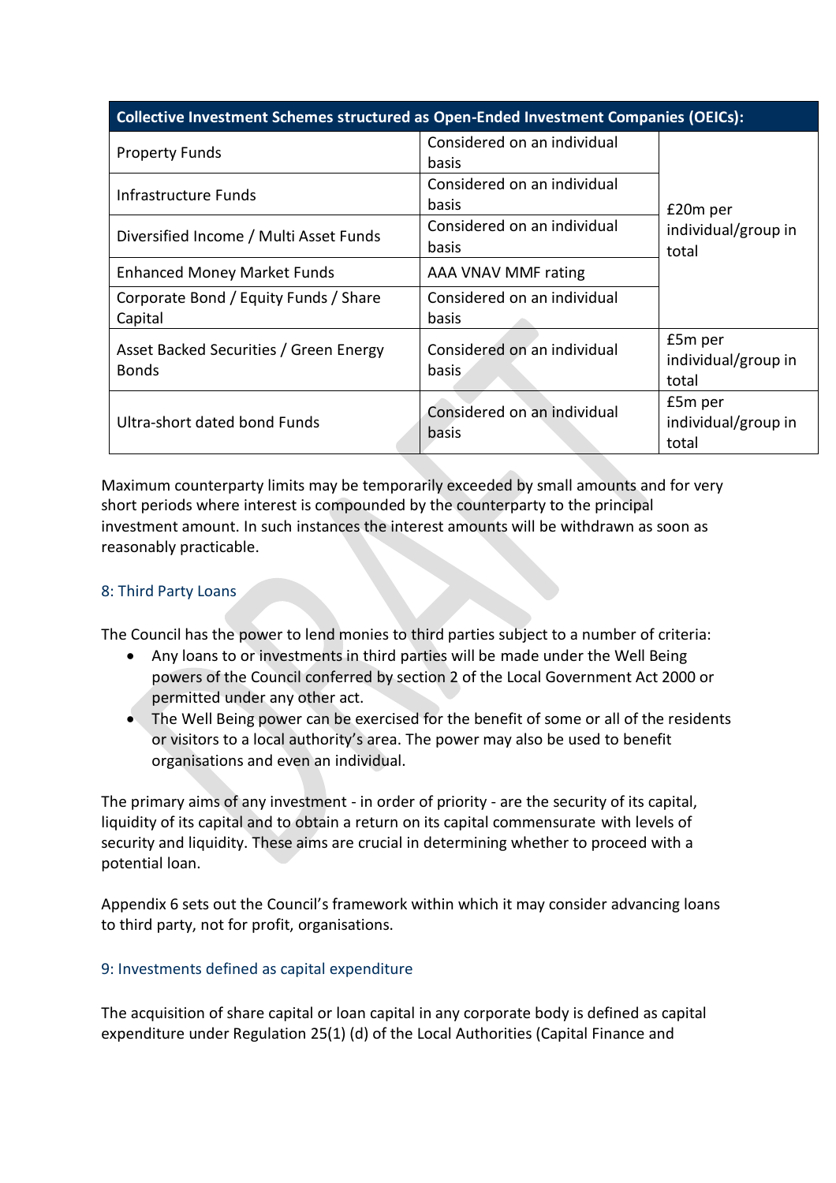| Collective Investment Schemes structured as Open-Ended Investment Companies (OEICs): | | |
|---|---|---|
| Property Funds | Considered on an individual basis | £20m per individual/group in total |
| Infrastructure Funds | Considered on an individual basis | |
| Diversified Income / Multi Asset Funds | Considered on an individual basis | |
| Enhanced Money Market Funds | AAA VNAV MMF rating | |
| Corporate Bond / Equity Funds / Share Capital | Considered on an individual basis | |
| Asset Backed Securities / Green Energy Bonds | Considered on an individual basis | £5m per individual/group in total |
| Ultra-short dated bond Funds | Considered on an individual basis | £5m per individual/group in total |

Maximum counterparty limits may be temporarily exceeded by small amounts and for very short periods where interest is compounded by the counterparty to the principal investment amount. In such instances the interest amounts will be withdrawn as soon as reasonably practicable.

### 8: Third Party Loans

The Council has the power to lend monies to third parties subject to a number of criteria:

- Any loans to or investments in third parties will be made under the Well Being powers of the Council conferred by section 2 of the Local Government Act 2000 or permitted under any other act.
- The Well Being power can be exercised for the benefit of some or all of the residents or visitors to a local authority's area. The power may also be used to benefit organisations and even an individual.

The primary aims of any investment - in order of priority - are the security of its capital, liquidity of its capital and to obtain a return on its capital commensurate with levels of security and liquidity. These aims are crucial in determining whether to proceed with a potential loan.

Appendix 6 sets out the Council's framework within which it may consider advancing loans to third party, not for profit, organisations.

### 9: Investments defined as capital expenditure

The acquisition of share capital or loan capital in any corporate body is defined as capital expenditure under Regulation 25(1) (d) of the Local Authorities (Capital Finance and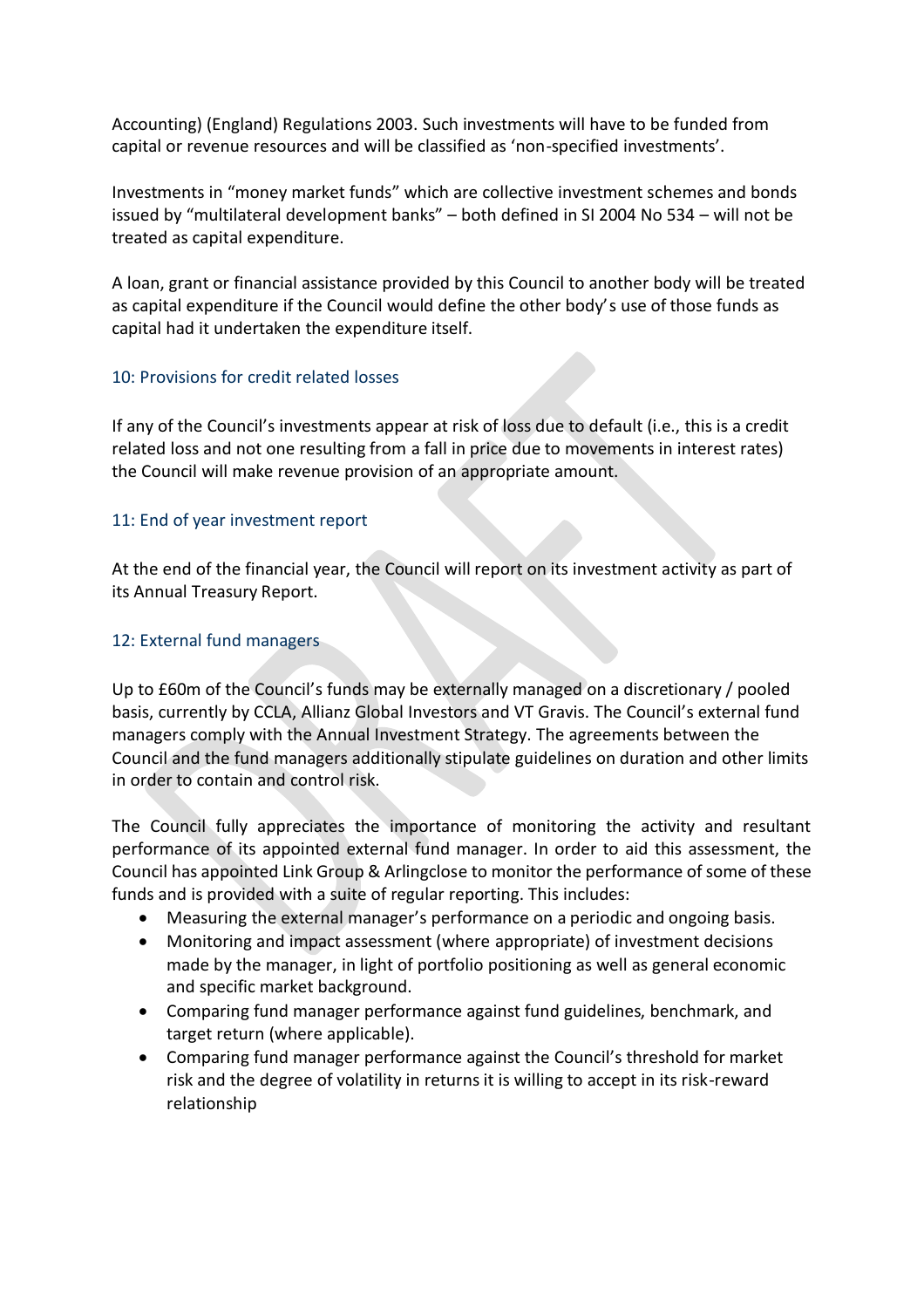Accounting) (England) Regulations 2003. Such investments will have to be funded from capital or revenue resources and will be classified as 'non-specified investments'.

Investments in "money market funds" which are collective investment schemes and bonds issued by "multilateral development banks" – both defined in SI 2004 No 534 – will not be treated as capital expenditure.

A loan, grant or financial assistance provided by this Council to another body will be treated as capital expenditure if the Council would define the other body's use of those funds as capital had it undertaken the expenditure itself.

### 10: Provisions for credit related losses

If any of the Council's investments appear at risk of loss due to default (i.e., this is a credit related loss and not one resulting from a fall in price due to movements in interest rates) the Council will make revenue provision of an appropriate amount.

### 11: End of year investment report

At the end of the financial year, the Council will report on its investment activity as part of its Annual Treasury Report.

### 12: External fund managers

Up to £60m of the Council's funds may be externally managed on a discretionary / pooled basis, currently by CCLA, Allianz Global Investors and VT Gravis. The Council's external fund managers comply with the Annual Investment Strategy. The agreements between the Council and the fund managers additionally stipulate guidelines on duration and other limits in order to contain and control risk.

The Council fully appreciates the importance of monitoring the activity and resultant performance of its appointed external fund manager. In order to aid this assessment, the Council has appointed Link Group & Arlingclose to monitor the performance of some of these funds and is provided with a suite of regular reporting. This includes:

- Measuring the external manager's performance on a periodic and ongoing basis.
- Monitoring and impact assessment (where appropriate) of investment decisions made by the manager, in light of portfolio positioning as well as general economic and specific market background.
- Comparing fund manager performance against fund guidelines, benchmark, and target return (where applicable).
- Comparing fund manager performance against the Council's threshold for market risk and the degree of volatility in returns it is willing to accept in its risk-reward relationship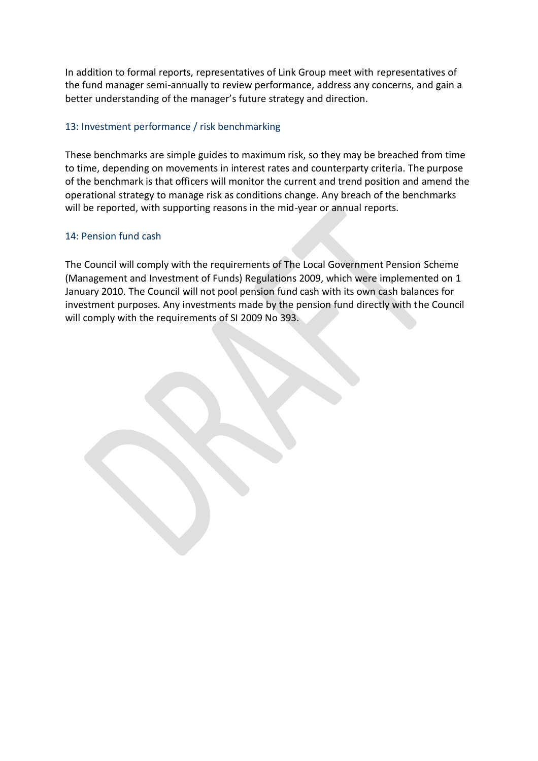In addition to formal reports, representatives of Link Group meet with representatives of the fund manager semi-annually to review performance, address any concerns, and gain a better understanding of the manager's future strategy and direction.

### 13: Investment performance / risk benchmarking

These benchmarks are simple guides to maximum risk, so they may be breached from time to time, depending on movements in interest rates and counterparty criteria. The purpose of the benchmark is that officers will monitor the current and trend position and amend the operational strategy to manage risk as conditions change. Any breach of the benchmarks will be reported, with supporting reasons in the mid-year or annual reports.

### 14: Pension fund cash

The Council will comply with the requirements of The Local Government Pension Scheme (Management and Investment of Funds) Regulations 2009, which were implemented on 1 January 2010. The Council will not pool pension fund cash with its own cash balances for investment purposes. Any investments made by the pension fund directly with the Council will comply with the requirements of SI 2009 No 393.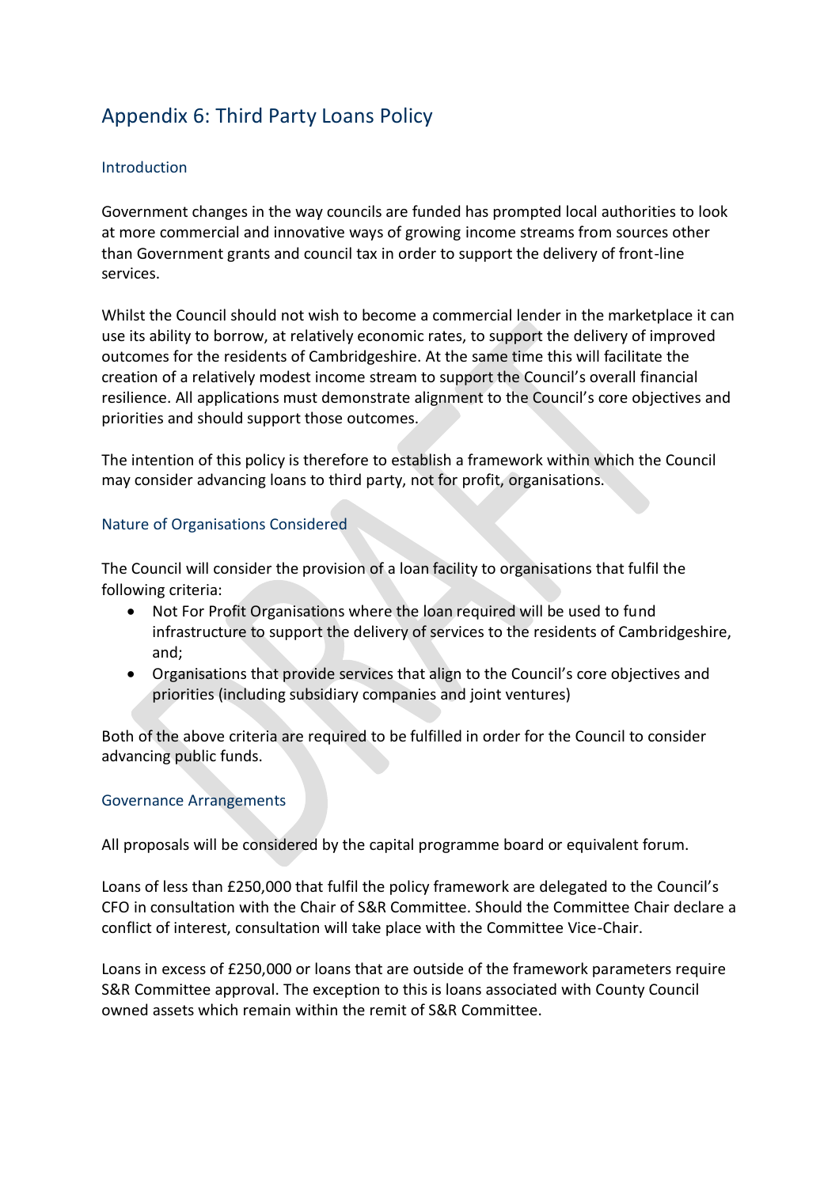# Appendix 6: Third Party Loans Policy

## Introduction

Government changes in the way councils are funded has prompted local authorities to look at more commercial and innovative ways of growing income streams from sources other than Government grants and council tax in order to support the delivery of front-line services.

Whilst the Council should not wish to become a commercial lender in the marketplace it can use its ability to borrow, at relatively economic rates, to support the delivery of improved outcomes for the residents of Cambridgeshire. At the same time this will facilitate the creation of a relatively modest income stream to support the Council's overall financial resilience. All applications must demonstrate alignment to the Council's core objectives and priorities and should support those outcomes.

The intention of this policy is therefore to establish a framework within which the Council may consider advancing loans to third party, not for profit, organisations.

## Nature of Organisations Considered

The Council will consider the provision of a loan facility to organisations that fulfil the following criteria:

- Not For Profit Organisations where the loan required will be used to fund infrastructure to support the delivery of services to the residents of Cambridgeshire, and;
- Organisations that provide services that align to the Council's core objectives and priorities (including subsidiary companies and joint ventures)

Both of the above criteria are required to be fulfilled in order for the Council to consider advancing public funds.

## Governance Arrangements

All proposals will be considered by the capital programme board or equivalent forum.

Loans of less than £250,000 that fulfil the policy framework are delegated to the Council's CFO in consultation with the Chair of S&R Committee. Should the Committee Chair declare a conflict of interest, consultation will take place with the Committee Vice-Chair.

Loans in excess of £250,000 or loans that are outside of the framework parameters require S&R Committee approval. The exception to this is loans associated with County Council owned assets which remain within the remit of S&R Committee.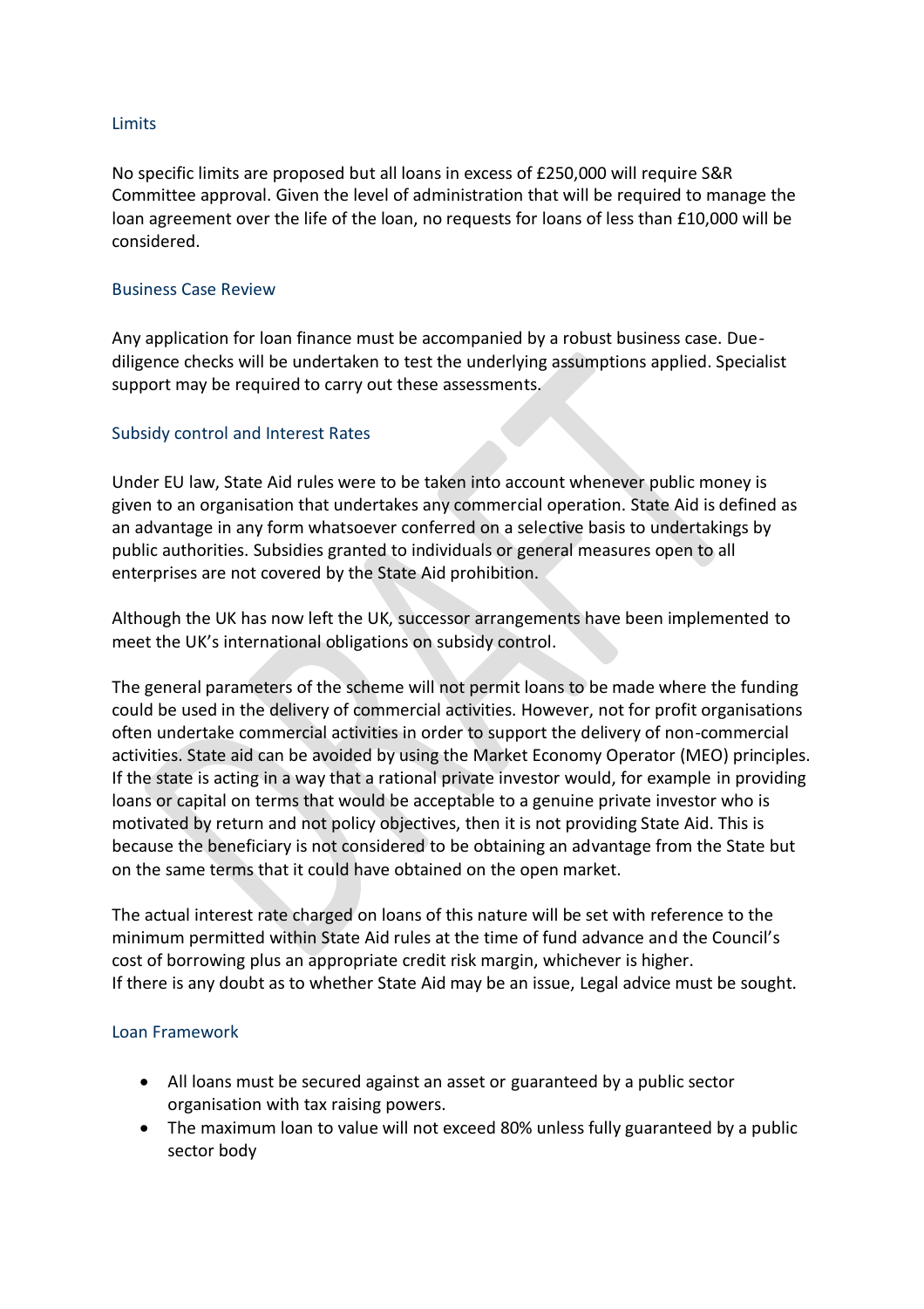### Limits

No specific limits are proposed but all loans in excess of £250,000 will require S&R Committee approval. Given the level of administration that will be required to manage the loan agreement over the life of the loan, no requests for loans of less than £10,000 will be considered.

### Business Case Review

Any application for loan finance must be accompanied by a robust business case. Due-diligence checks will be undertaken to test the underlying assumptions applied. Specialist support may be required to carry out these assessments.

### Subsidy control and Interest Rates

Under EU law, State Aid rules were to be taken into account whenever public money is given to an organisation that undertakes any commercial operation. State Aid is defined as an advantage in any form whatsoever conferred on a selective basis to undertakings by public authorities. Subsidies granted to individuals or general measures open to all enterprises are not covered by the State Aid prohibition.

Although the UK has now left the UK, successor arrangements have been implemented to meet the UK's international obligations on subsidy control.

The general parameters of the scheme will not permit loans to be made where the funding could be used in the delivery of commercial activities. However, not for profit organisations often undertake commercial activities in order to support the delivery of non-commercial activities. State aid can be avoided by using the Market Economy Operator (MEO) principles. If the state is acting in a way that a rational private investor would, for example in providing loans or capital on terms that would be acceptable to a genuine private investor who is motivated by return and not policy objectives, then it is not providing State Aid. This is because the beneficiary is not considered to be obtaining an advantage from the State but on the same terms that it could have obtained on the open market.

The actual interest rate charged on loans of this nature will be set with reference to the minimum permitted within State Aid rules at the time of fund advance and the Council's cost of borrowing plus an appropriate credit risk margin, whichever is higher.
If there is any doubt as to whether State Aid may be an issue, Legal advice must be sought.

### Loan Framework

- All loans must be secured against an asset or guaranteed by a public sector organisation with tax raising powers.
- The maximum loan to value will not exceed 80% unless fully guaranteed by a public sector body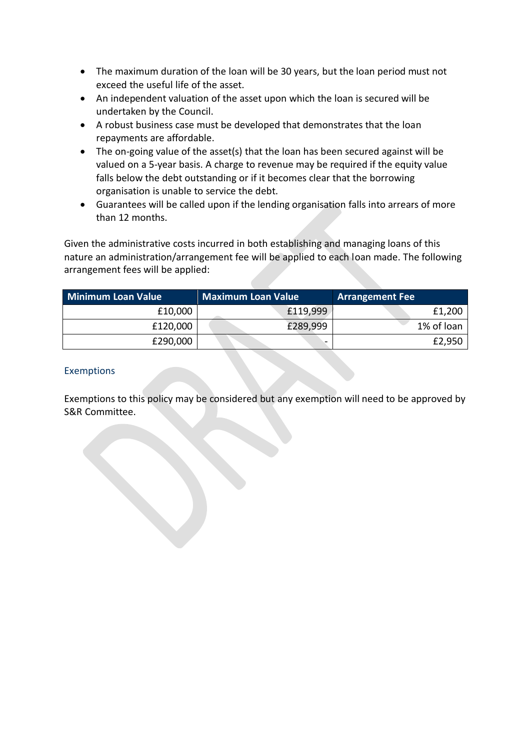- The maximum duration of the loan will be 30 years, but the loan period must not exceed the useful life of the asset.
- An independent valuation of the asset upon which the loan is secured will be undertaken by the Council.
- A robust business case must be developed that demonstrates that the loan repayments are affordable.
- The on-going value of the asset(s) that the loan has been secured against will be valued on a 5-year basis. A charge to revenue may be required if the equity value falls below the debt outstanding or if it becomes clear that the borrowing organisation is unable to service the debt.
- Guarantees will be called upon if the lending organisation falls into arrears of more than 12 months.

Given the administrative costs incurred in both establishing and managing loans of this nature an administration/arrangement fee will be applied to each loan made. The following arrangement fees will be applied:

| Minimum Loan Value | Maximum Loan Value | Arrangement Fee |
| ---: | ---: | ---: |
| £10,000 | £119,999 | £1,200 |
| £120,000 | £289,999 | 1% of loan |
| £290,000 | - | £2,950 |

### Exemptions

Exemptions to this policy may be considered but any exemption will need to be approved by S&R Committee.